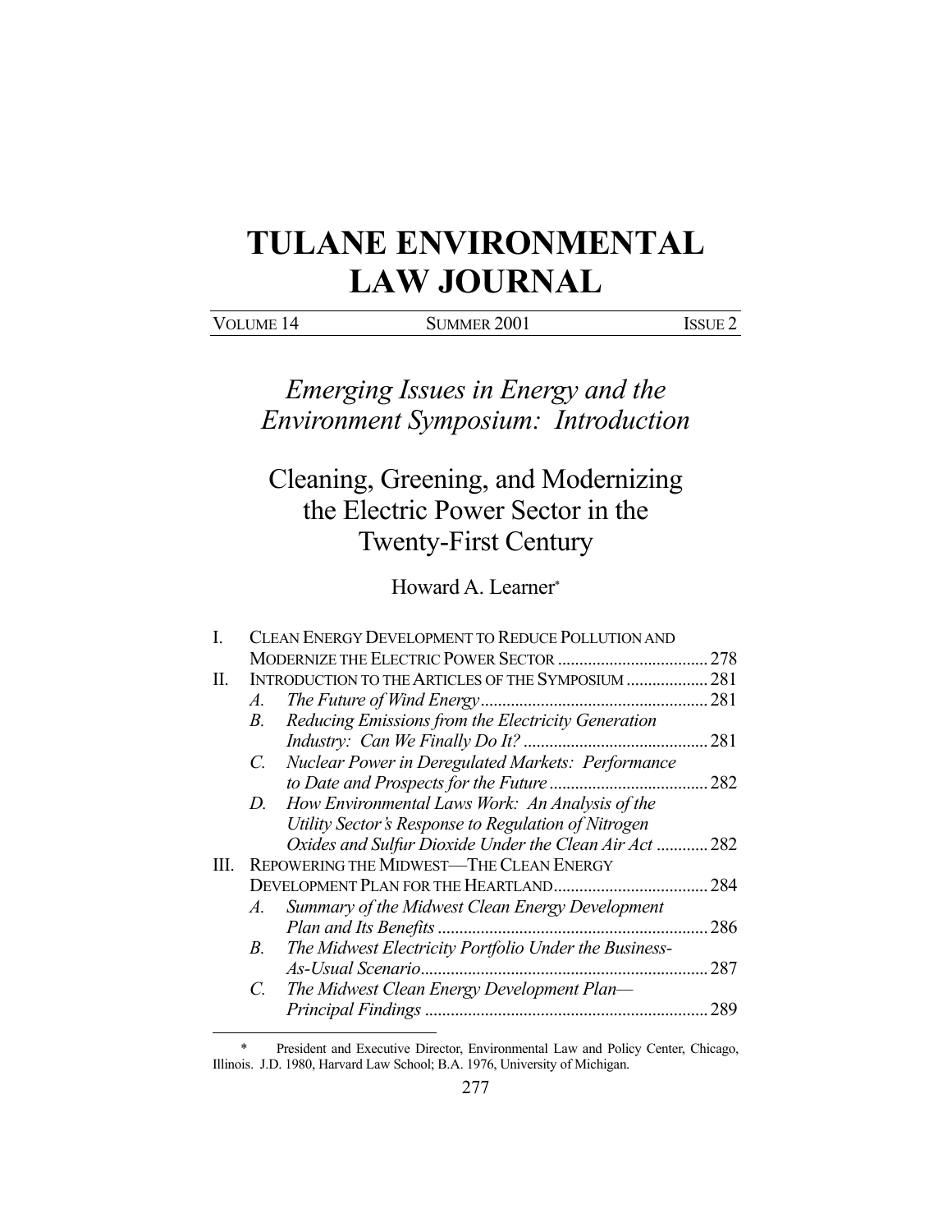# TULANE ENVIRONMENTAL LAW JOURNAL

VOLUME 14 SUMMER 2001 ISSUE 2

## *Emerging Issues in Energy and the Environment Symposium: Introduction*

## Cleaning, Greening, and Modernizing the Electric Power Sector in the Twenty-First Century

Howard A. Learner*

I. CLEAN ENERGY DEVELOPMENT TO REDUCE POLLUTION AND MODERNIZE THE ELECTRIC POWER SECTOR .................................. 278

II. INTRODUCTION TO THE ARTICLES OF THE SYMPOSIUM .................. 281

  A. *The Future of Wind Energy* .................................................... 281

  B. *Reducing Emissions from the Electricity Generation Industry: Can We Finally Do It?* .......................................... 281

  C. *Nuclear Power in Deregulated Markets: Performance to Date and Prospects for the Future* .................................... 282

  D. *How Environmental Laws Work: An Analysis of the Utility Sector's Response to Regulation of Nitrogen Oxides and Sulfur Dioxide Under the Clean Air Act* ........... 282

III. REPOWERING THE MIDWEST—THE CLEAN ENERGY DEVELOPMENT PLAN FOR THE HEARTLAND................................... 284

  A. *Summary of the Midwest Clean Energy Development Plan and Its Benefits* .............................................................. 286

  B. *The Midwest Electricity Portfolio Under the Business-As-Usual Scenario*.................................................................. 287

  C. *The Midwest Clean Energy Development Plan—Principal Findings* ................................................................. 289

---

\* President and Executive Director, Environmental Law and Policy Center, Chicago, Illinois. J.D. 1980, Harvard Law School; B.A. 1976, University of Michigan.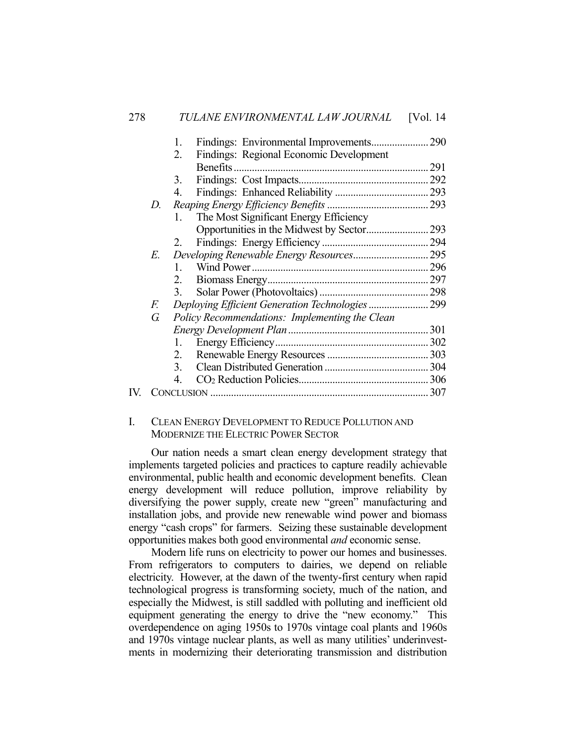1. Findings: Environmental Improvements...................... 290
2. Findings: Regional Economic Development Benefits........................................................................... 291
3. Findings: Cost Impacts................................................... 292
4. Findings: Enhanced Reliability ..................................... 293

D. *Reaping Energy Efficiency Benefits* ....................................... 293
1. The Most Significant Energy Efficiency Opportunities in the Midwest by Sector........................ 293
2. Findings: Energy Efficiency ......................................... 294

E. *Developing Renewable Energy Resources*............................ 295
1. Wind Power .................................................................... 296
2. Biomass Energy.............................................................. 297
3. Solar Power (Photovoltaics) .......................................... 298

F. *Deploying Efficient Generation Technologies* ....................... 299

G. *Policy Recommendations: Implementing the Clean Energy Development Plan* ..................................................... 301
1. Energy Efficiency........................................................... 302
2. Renewable Energy Resources ....................................... 303
3. Clean Distributed Generation ........................................ 304
4. $CO_2$ Reduction Policies.................................................. 306

IV. CONCLUSION .................................................................................... 307

## I. CLEAN ENERGY DEVELOPMENT TO REDUCE POLLUTION AND MODERNIZE THE ELECTRIC POWER SECTOR

Our nation needs a smart clean energy development strategy that implements targeted policies and practices to capture readily achievable environmental, public health and economic development benefits. Clean energy development will reduce pollution, improve reliability by diversifying the power supply, create new "green" manufacturing and installation jobs, and provide new renewable wind power and biomass energy "cash crops" for farmers. Seizing these sustainable development opportunities makes both good environmental *and* economic sense.

Modern life runs on electricity to power our homes and businesses. From refrigerators to computers to dairies, we depend on reliable electricity. However, at the dawn of the twenty-first century when rapid technological progress is transforming society, much of the nation, and especially the Midwest, is still saddled with polluting and inefficient old equipment generating the energy to drive the "new economy." This overdependence on aging 1950s to 1970s vintage coal plants and 1960s and 1970s vintage nuclear plants, as well as many utilities' underinvestments in modernizing their deteriorating transmission and distribution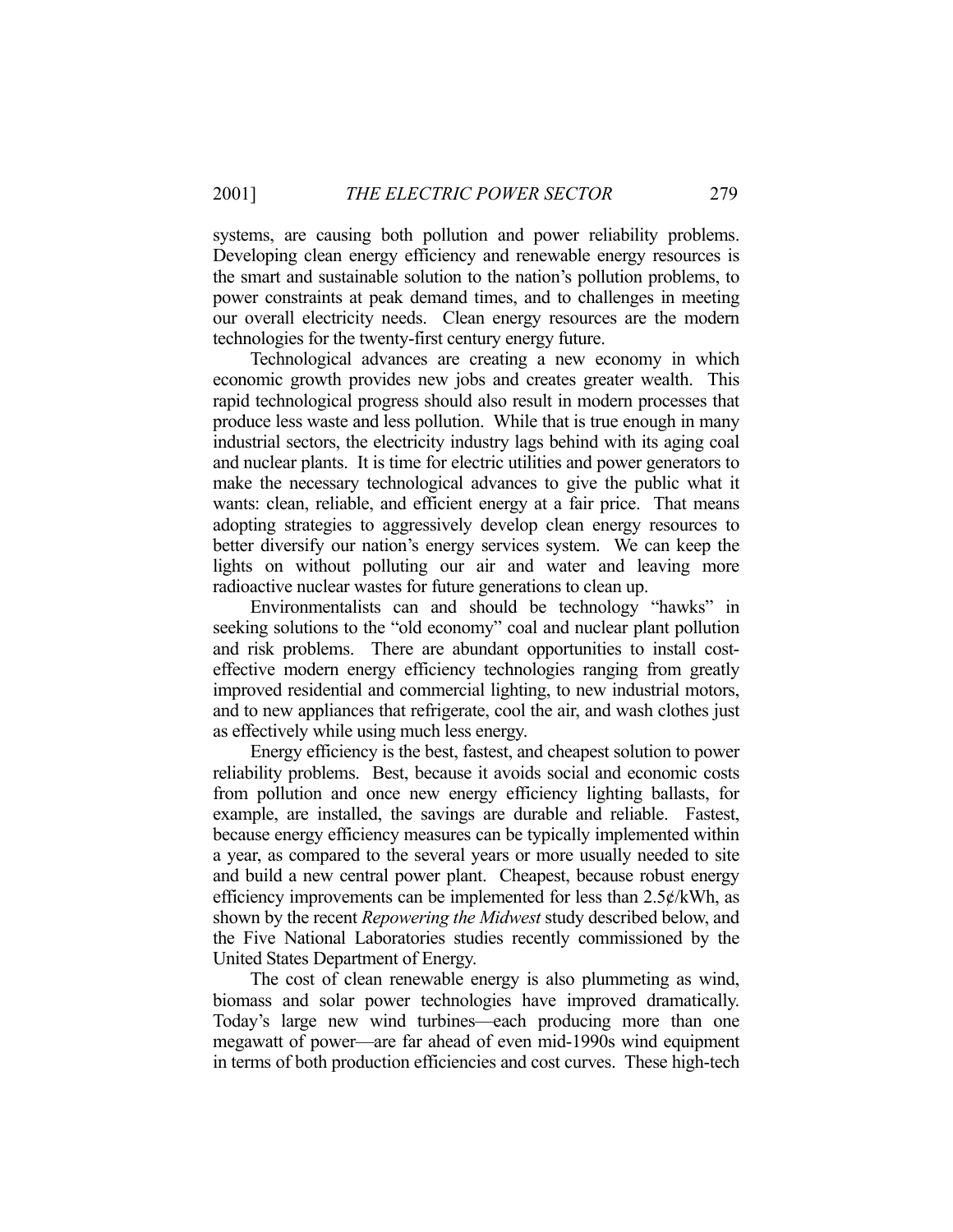systems, are causing both pollution and power reliability problems. Developing clean energy efficiency and renewable energy resources is the smart and sustainable solution to the nation's pollution problems, to power constraints at peak demand times, and to challenges in meeting our overall electricity needs. Clean energy resources are the modern technologies for the twenty-first century energy future.

Technological advances are creating a new economy in which economic growth provides new jobs and creates greater wealth. This rapid technological progress should also result in modern processes that produce less waste and less pollution. While that is true enough in many industrial sectors, the electricity industry lags behind with its aging coal and nuclear plants. It is time for electric utilities and power generators to make the necessary technological advances to give the public what it wants: clean, reliable, and efficient energy at a fair price. That means adopting strategies to aggressively develop clean energy resources to better diversify our nation's energy services system. We can keep the lights on without polluting our air and water and leaving more radioactive nuclear wastes for future generations to clean up.

Environmentalists can and should be technology "hawks" in seeking solutions to the "old economy" coal and nuclear plant pollution and risk problems. There are abundant opportunities to install cost-effective modern energy efficiency technologies ranging from greatly improved residential and commercial lighting, to new industrial motors, and to new appliances that refrigerate, cool the air, and wash clothes just as effectively while using much less energy.

Energy efficiency is the best, fastest, and cheapest solution to power reliability problems. Best, because it avoids social and economic costs from pollution and once new energy efficiency lighting ballasts, for example, are installed, the savings are durable and reliable. Fastest, because energy efficiency measures can be typically implemented within a year, as compared to the several years or more usually needed to site and build a new central power plant. Cheapest, because robust energy efficiency improvements can be implemented for less than 2.5¢/kWh, as shown by the recent *Repowering the Midwest* study described below, and the Five National Laboratories studies recently commissioned by the United States Department of Energy.

The cost of clean renewable energy is also plummeting as wind, biomass and solar power technologies have improved dramatically. Today's large new wind turbines—each producing more than one megawatt of power—are far ahead of even mid-1990s wind equipment in terms of both production efficiencies and cost curves. These high-tech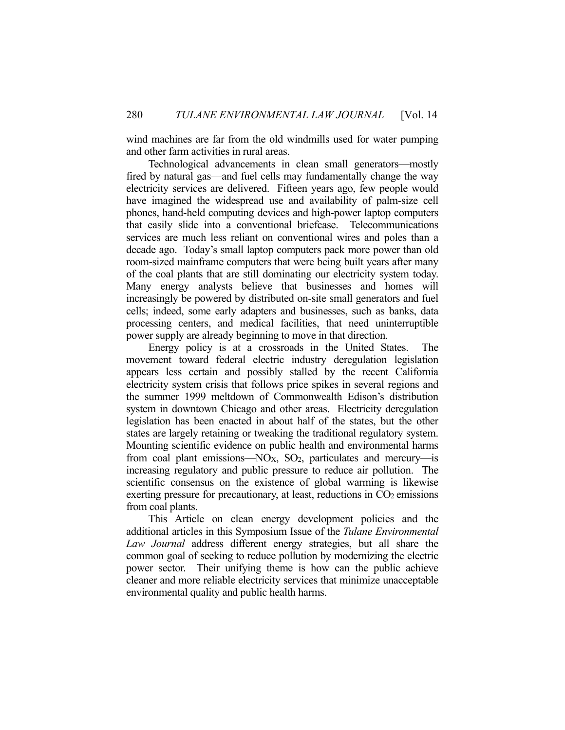wind machines are far from the old windmills used for water pumping and other farm activities in rural areas.

Technological advancements in clean small generators—mostly fired by natural gas—and fuel cells may fundamentally change the way electricity services are delivered. Fifteen years ago, few people would have imagined the widespread use and availability of palm-size cell phones, hand-held computing devices and high-power laptop computers that easily slide into a conventional briefcase. Telecommunications services are much less reliant on conventional wires and poles than a decade ago. Today's small laptop computers pack more power than old room-sized mainframe computers that were being built years after many of the coal plants that are still dominating our electricity system today. Many energy analysts believe that businesses and homes will increasingly be powered by distributed on-site small generators and fuel cells; indeed, some early adapters and businesses, such as banks, data processing centers, and medical facilities, that need uninterruptible power supply are already beginning to move in that direction.

Energy policy is at a crossroads in the United States. The movement toward federal electric industry deregulation legislation appears less certain and possibly stalled by the recent California electricity system crisis that follows price spikes in several regions and the summer 1999 meltdown of Commonwealth Edison's distribution system in downtown Chicago and other areas. Electricity deregulation legislation has been enacted in about half of the states, but the other states are largely retaining or tweaking the traditional regulatory system. Mounting scientific evidence on public health and environmental harms from coal plant emissions—$NO_X$, $SO_2$, particulates and mercury—is increasing regulatory and public pressure to reduce air pollution. The scientific consensus on the existence of global warming is likewise exerting pressure for precautionary, at least, reductions in $CO_2$ emissions from coal plants.

This Article on clean energy development policies and the additional articles in this Symposium Issue of the *Tulane Environmental Law Journal* address different energy strategies, but all share the common goal of seeking to reduce pollution by modernizing the electric power sector. Their unifying theme is how can the public achieve cleaner and more reliable electricity services that minimize unacceptable environmental quality and public health harms.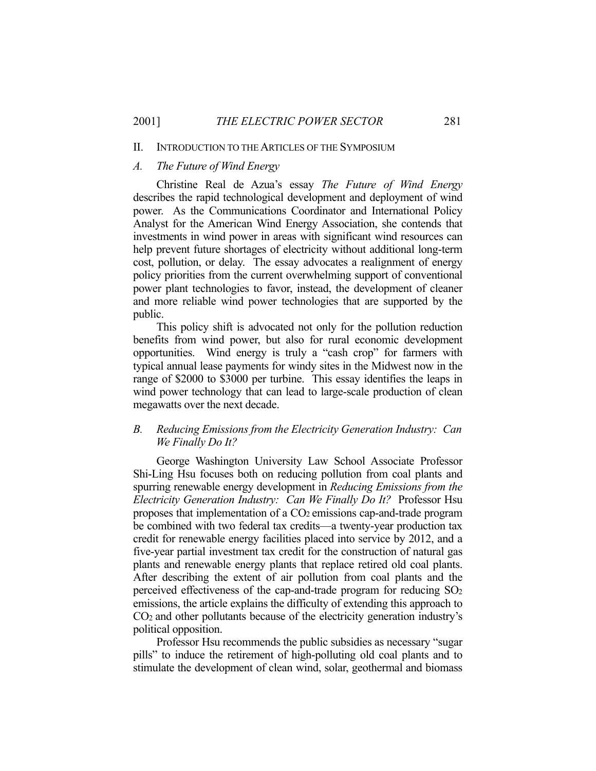## II. INTRODUCTION TO THE ARTICLES OF THE SYMPOSIUM

### *A. The Future of Wind Energy*

Christine Real de Azua's essay *The Future of Wind Energy* describes the rapid technological development and deployment of wind power. As the Communications Coordinator and International Policy Analyst for the American Wind Energy Association, she contends that investments in wind power in areas with significant wind resources can help prevent future shortages of electricity without additional long-term cost, pollution, or delay. The essay advocates a realignment of energy policy priorities from the current overwhelming support of conventional power plant technologies to favor, instead, the development of cleaner and more reliable wind power technologies that are supported by the public.

This policy shift is advocated not only for the pollution reduction benefits from wind power, but also for rural economic development opportunities. Wind energy is truly a "cash crop" for farmers with typical annual lease payments for windy sites in the Midwest now in the range of \$2000 to \$3000 per turbine. This essay identifies the leaps in wind power technology that can lead to large-scale production of clean megawatts over the next decade.

### *B. Reducing Emissions from the Electricity Generation Industry: Can We Finally Do It?*

George Washington University Law School Associate Professor Shi-Ling Hsu focuses both on reducing pollution from coal plants and spurring renewable energy development in *Reducing Emissions from the Electricity Generation Industry: Can We Finally Do It?* Professor Hsu proposes that implementation of a $CO_2$ emissions cap-and-trade program be combined with two federal tax credits—a twenty-year production tax credit for renewable energy facilities placed into service by 2012, and a five-year partial investment tax credit for the construction of natural gas plants and renewable energy plants that replace retired old coal plants. After describing the extent of air pollution from coal plants and the perceived effectiveness of the cap-and-trade program for reducing $SO_2$ emissions, the article explains the difficulty of extending this approach to $CO_2$ and other pollutants because of the electricity generation industry's political opposition.

Professor Hsu recommends the public subsidies as necessary "sugar pills" to induce the retirement of high-polluting old coal plants and to stimulate the development of clean wind, solar, geothermal and biomass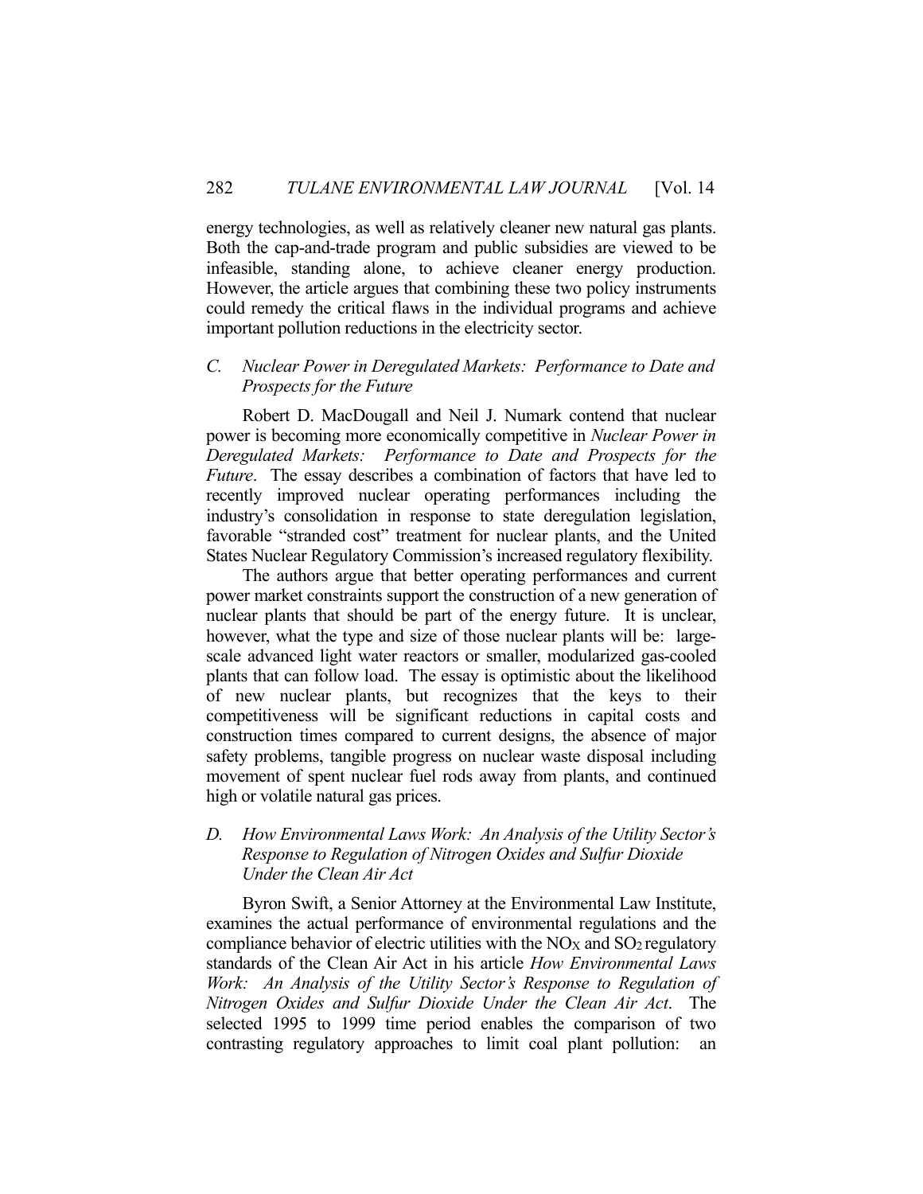energy technologies, as well as relatively cleaner new natural gas plants. Both the cap-and-trade program and public subsidies are viewed to be infeasible, standing alone, to achieve cleaner energy production. However, the article argues that combining these two policy instruments could remedy the critical flaws in the individual programs and achieve important pollution reductions in the electricity sector.

### *C. Nuclear Power in Deregulated Markets: Performance to Date and Prospects for the Future*

Robert D. MacDougall and Neil J. Numark contend that nuclear power is becoming more economically competitive in *Nuclear Power in Deregulated Markets: Performance to Date and Prospects for the Future*. The essay describes a combination of factors that have led to recently improved nuclear operating performances including the industry's consolidation in response to state deregulation legislation, favorable "stranded cost" treatment for nuclear plants, and the United States Nuclear Regulatory Commission's increased regulatory flexibility.

The authors argue that better operating performances and current power market constraints support the construction of a new generation of nuclear plants that should be part of the energy future. It is unclear, however, what the type and size of those nuclear plants will be: large-scale advanced light water reactors or smaller, modularized gas-cooled plants that can follow load. The essay is optimistic about the likelihood of new nuclear plants, but recognizes that the keys to their competitiveness will be significant reductions in capital costs and construction times compared to current designs, the absence of major safety problems, tangible progress on nuclear waste disposal including movement of spent nuclear fuel rods away from plants, and continued high or volatile natural gas prices.

### *D. How Environmental Laws Work: An Analysis of the Utility Sector's Response to Regulation of Nitrogen Oxides and Sulfur Dioxide Under the Clean Air Act*

Byron Swift, a Senior Attorney at the Environmental Law Institute, examines the actual performance of environmental regulations and the compliance behavior of electric utilities with the $NO_X$ and $SO_2$ regulatory standards of the Clean Air Act in his article *How Environmental Laws Work: An Analysis of the Utility Sector's Response to Regulation of Nitrogen Oxides and Sulfur Dioxide Under the Clean Air Act*. The selected 1995 to 1999 time period enables the comparison of two contrasting regulatory approaches to limit coal plant pollution: an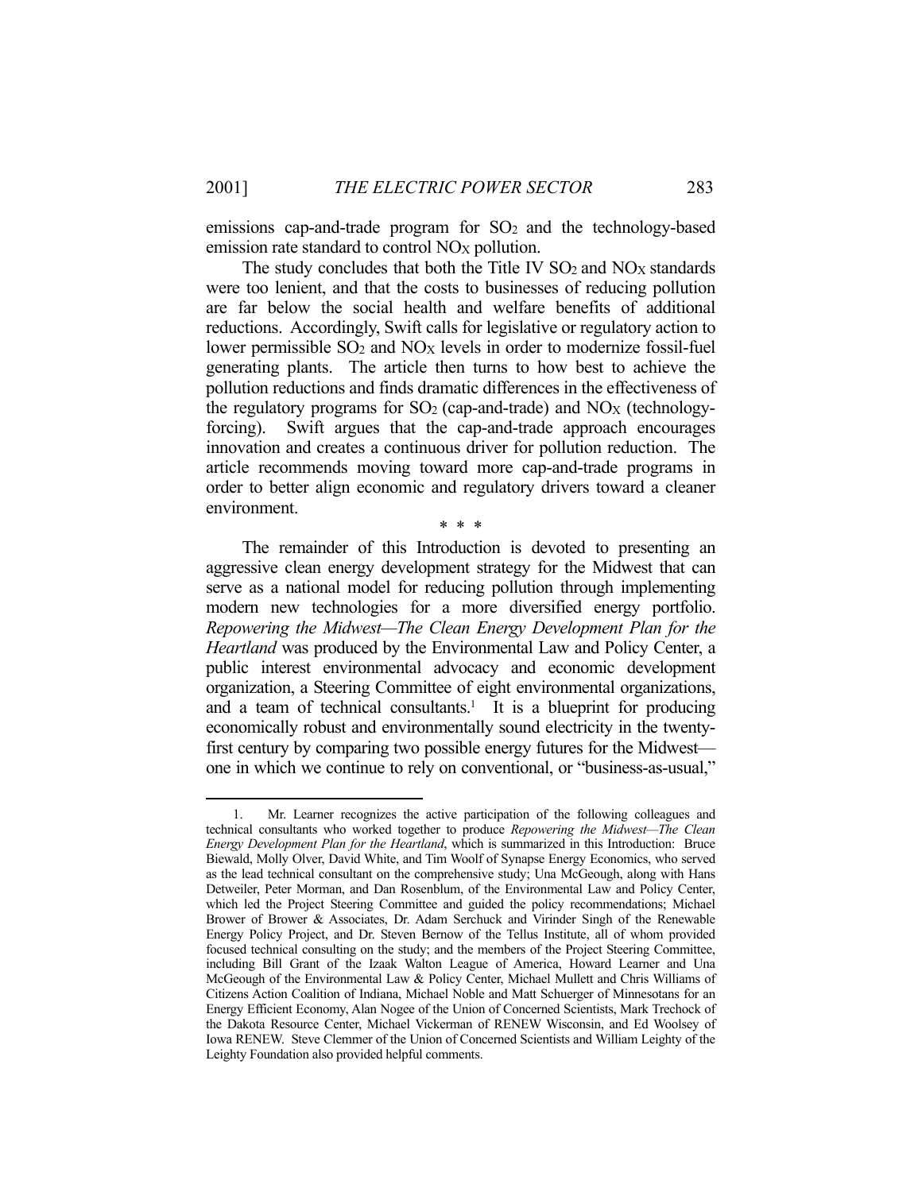emissions cap-and-trade program for $SO_2$ and the technology-based emission rate standard to control $NO_X$ pollution.

The study concludes that both the Title IV $SO_2$ and $NO_X$ standards were too lenient, and that the costs to businesses of reducing pollution are far below the social health and welfare benefits of additional reductions. Accordingly, Swift calls for legislative or regulatory action to lower permissible $SO_2$ and $NO_X$ levels in order to modernize fossil-fuel generating plants. The article then turns to how best to achieve the pollution reductions and finds dramatic differences in the effectiveness of the regulatory programs for $SO_2$ (cap-and-trade) and $NO_X$ (technology-forcing). Swift argues that the cap-and-trade approach encourages innovation and creates a continuous driver for pollution reduction. The article recommends moving toward more cap-and-trade programs in order to better align economic and regulatory drivers toward a cleaner environment.

\* \* \*

The remainder of this Introduction is devoted to presenting an aggressive clean energy development strategy for the Midwest that can serve as a national model for reducing pollution through implementing modern new technologies for a more diversified energy portfolio. *Repowering the Midwest—The Clean Energy Development Plan for the Heartland* was produced by the Environmental Law and Policy Center, a public interest environmental advocacy and economic development organization, a Steering Committee of eight environmental organizations, and a team of technical consultants.[1] It is a blueprint for producing economically robust and environmentally sound electricity in the twenty-first century by comparing two possible energy futures for the Midwest—one in which we continue to rely on conventional, or "business-as-usual,"

---

1. Mr. Learner recognizes the active participation of the following colleagues and technical consultants who worked together to produce *Repowering the Midwest—The Clean Energy Development Plan for the Heartland*, which is summarized in this Introduction: Bruce Biewald, Molly Olver, David White, and Tim Woolf of Synapse Energy Economics, who served as the lead technical consultant on the comprehensive study; Una McGeough, along with Hans Detweiler, Peter Morman, and Dan Rosenblum, of the Environmental Law and Policy Center, which led the Project Steering Committee and guided the policy recommendations; Michael Brower of Brower & Associates, Dr. Adam Serchuck and Virinder Singh of the Renewable Energy Policy Project, and Dr. Steven Bernow of the Tellus Institute, all of whom provided focused technical consulting on the study; and the members of the Project Steering Committee, including Bill Grant of the Izaak Walton League of America, Howard Learner and Una McGeough of the Environmental Law & Policy Center, Michael Mullett and Chris Williams of Citizens Action Coalition of Indiana, Michael Noble and Matt Schuerger of Minnesotans for an Energy Efficient Economy, Alan Nogee of the Union of Concerned Scientists, Mark Trechock of the Dakota Resource Center, Michael Vickerman of RENEW Wisconsin, and Ed Woolsey of Iowa RENEW. Steve Clemmer of the Union of Concerned Scientists and William Leighty of the Leighty Foundation also provided helpful comments.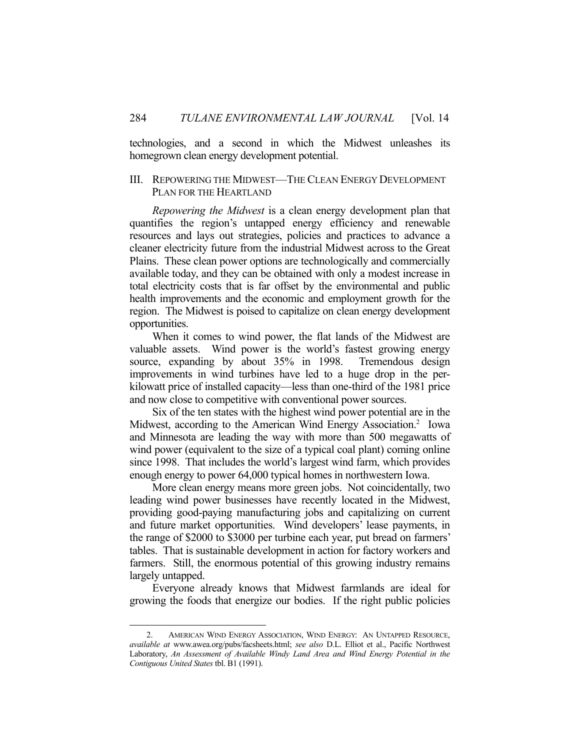technologies, and a second in which the Midwest unleashes its homegrown clean energy development potential.

## III. REPOWERING THE MIDWEST—THE CLEAN ENERGY DEVELOPMENT PLAN FOR THE HEARTLAND

*Repowering the Midwest* is a clean energy development plan that quantifies the region's untapped energy efficiency and renewable resources and lays out strategies, policies and practices to advance a cleaner electricity future from the industrial Midwest across to the Great Plains. These clean power options are technologically and commercially available today, and they can be obtained with only a modest increase in total electricity costs that is far offset by the environmental and public health improvements and the economic and employment growth for the region. The Midwest is poised to capitalize on clean energy development opportunities.

When it comes to wind power, the flat lands of the Midwest are valuable assets. Wind power is the world's fastest growing energy source, expanding by about 35% in 1998. Tremendous design improvements in wind turbines have led to a huge drop in the per-kilowatt price of installed capacity—less than one-third of the 1981 price and now close to competitive with conventional power sources.

Six of the ten states with the highest wind power potential are in the Midwest, according to the American Wind Energy Association.[2] Iowa and Minnesota are leading the way with more than 500 megawatts of wind power (equivalent to the size of a typical coal plant) coming online since 1998. That includes the world's largest wind farm, which provides enough energy to power 64,000 typical homes in northwestern Iowa.

More clean energy means more green jobs. Not coincidentally, two leading wind power businesses have recently located in the Midwest, providing good-paying manufacturing jobs and capitalizing on current and future market opportunities. Wind developers' lease payments, in the range of $2000 to $3000 per turbine each year, put bread on farmers' tables. That is sustainable development in action for factory workers and farmers. Still, the enormous potential of this growing industry remains largely untapped.

Everyone already knows that Midwest farmlands are ideal for growing the foods that energize our bodies. If the right public policies

---

2. AMERICAN WIND ENERGY ASSOCIATION, WIND ENERGY: AN UNTAPPED RESOURCE, *available at* www.awea.org/pubs/facsheets.html; *see also* D.L. Elliot et al., Pacific Northwest Laboratory, *An Assessment of Available Windy Land Area and Wind Energy Potential in the Contiguous United States* tbl. B1 (1991).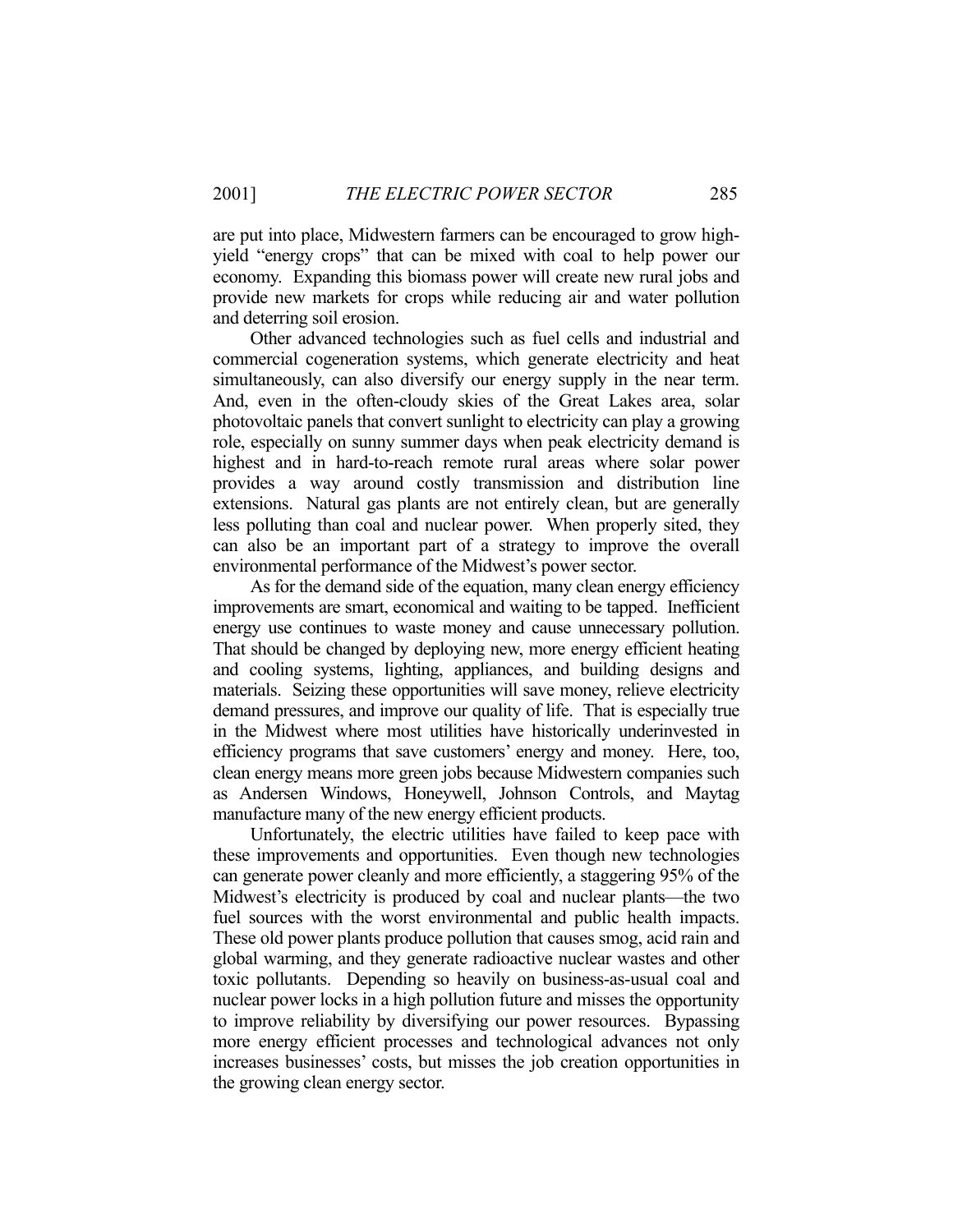are put into place, Midwestern farmers can be encouraged to grow high-yield "energy crops" that can be mixed with coal to help power our economy. Expanding this biomass power will create new rural jobs and provide new markets for crops while reducing air and water pollution and deterring soil erosion.

Other advanced technologies such as fuel cells and industrial and commercial cogeneration systems, which generate electricity and heat simultaneously, can also diversify our energy supply in the near term. And, even in the often-cloudy skies of the Great Lakes area, solar photovoltaic panels that convert sunlight to electricity can play a growing role, especially on sunny summer days when peak electricity demand is highest and in hard-to-reach remote rural areas where solar power provides a way around costly transmission and distribution line extensions. Natural gas plants are not entirely clean, but are generally less polluting than coal and nuclear power. When properly sited, they can also be an important part of a strategy to improve the overall environmental performance of the Midwest's power sector.

As for the demand side of the equation, many clean energy efficiency improvements are smart, economical and waiting to be tapped. Inefficient energy use continues to waste money and cause unnecessary pollution. That should be changed by deploying new, more energy efficient heating and cooling systems, lighting, appliances, and building designs and materials. Seizing these opportunities will save money, relieve electricity demand pressures, and improve our quality of life. That is especially true in the Midwest where most utilities have historically underinvested in efficiency programs that save customers' energy and money. Here, too, clean energy means more green jobs because Midwestern companies such as Andersen Windows, Honeywell, Johnson Controls, and Maytag manufacture many of the new energy efficient products.

Unfortunately, the electric utilities have failed to keep pace with these improvements and opportunities. Even though new technologies can generate power cleanly and more efficiently, a staggering 95% of the Midwest's electricity is produced by coal and nuclear plants—the two fuel sources with the worst environmental and public health impacts. These old power plants produce pollution that causes smog, acid rain and global warming, and they generate radioactive nuclear wastes and other toxic pollutants. Depending so heavily on business-as-usual coal and nuclear power locks in a high pollution future and misses the opportunity to improve reliability by diversifying our power resources. Bypassing more energy efficient processes and technological advances not only increases businesses' costs, but misses the job creation opportunities in the growing clean energy sector.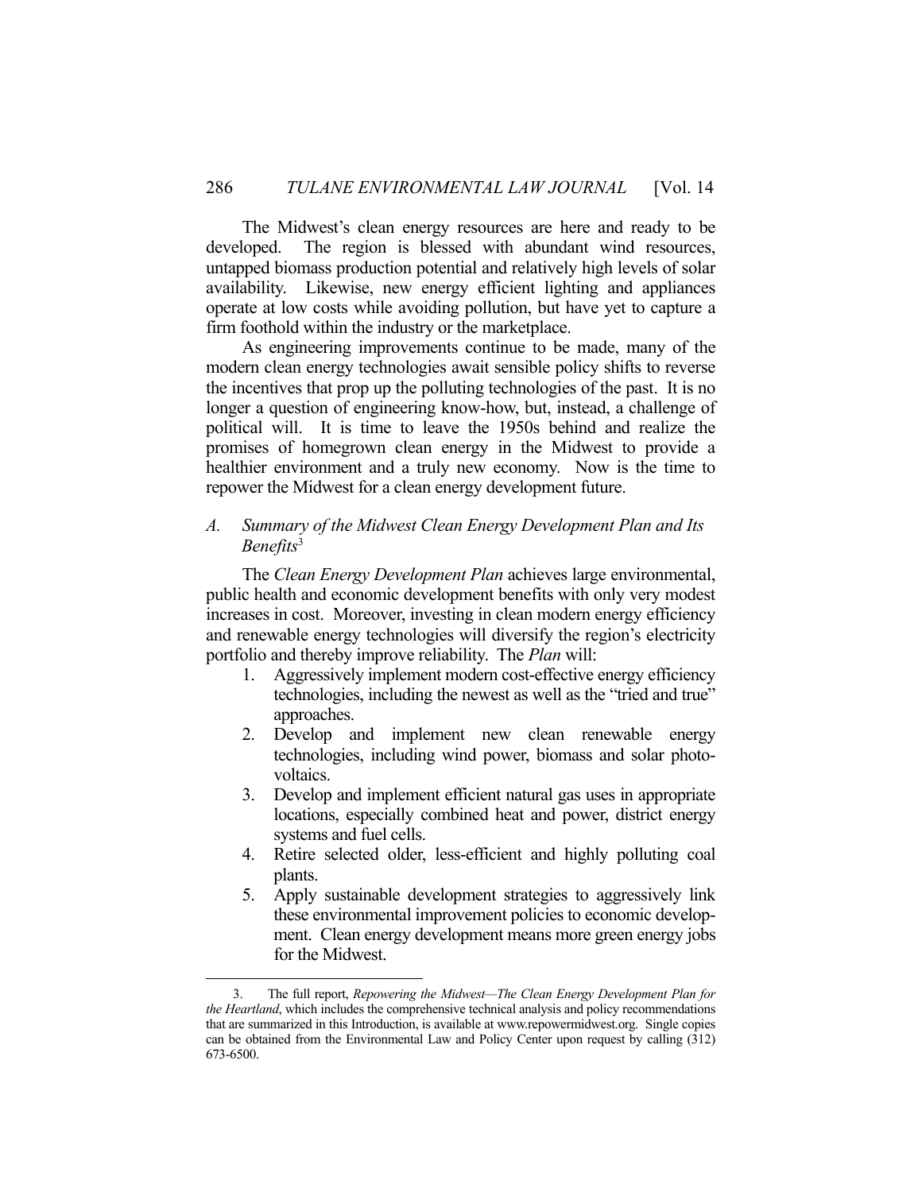The Midwest's clean energy resources are here and ready to be developed. The region is blessed with abundant wind resources, untapped biomass production potential and relatively high levels of solar availability. Likewise, new energy efficient lighting and appliances operate at low costs while avoiding pollution, but have yet to capture a firm foothold within the industry or the marketplace.

As engineering improvements continue to be made, many of the modern clean energy technologies await sensible policy shifts to reverse the incentives that prop up the polluting technologies of the past. It is no longer a question of engineering know-how, but, instead, a challenge of political will. It is time to leave the 1950s behind and realize the promises of homegrown clean energy in the Midwest to provide a healthier environment and a truly new economy. Now is the time to repower the Midwest for a clean energy development future.

### A. *Summary of the Midwest Clean Energy Development Plan and Its Benefits*[3]

The *Clean Energy Development Plan* achieves large environmental, public health and economic development benefits with only very modest increases in cost. Moreover, investing in clean modern energy efficiency and renewable energy technologies will diversify the region's electricity portfolio and thereby improve reliability. The *Plan* will:

1. Aggressively implement modern cost-effective energy efficiency technologies, including the newest as well as the "tried and true" approaches.
2. Develop and implement new clean renewable energy technologies, including wind power, biomass and solar photo-voltaics.
3. Develop and implement efficient natural gas uses in appropriate locations, especially combined heat and power, district energy systems and fuel cells.
4. Retire selected older, less-efficient and highly polluting coal plants.
5. Apply sustainable development strategies to aggressively link these environmental improvement policies to economic development. Clean energy development means more green energy jobs for the Midwest.

---

3. The full report, *Repowering the Midwest—The Clean Energy Development Plan for the Heartland*, which includes the comprehensive technical analysis and policy recommendations that are summarized in this Introduction, is available at www.repowermidwest.org. Single copies can be obtained from the Environmental Law and Policy Center upon request by calling (312) 673-6500.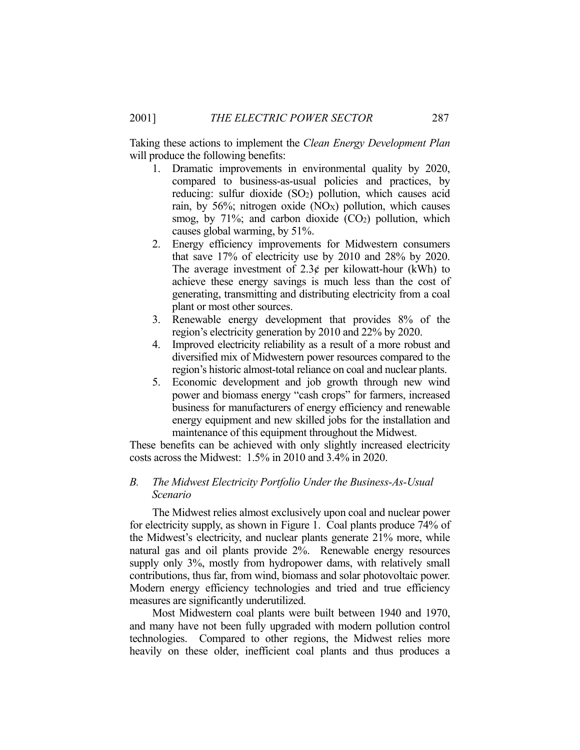Taking these actions to implement the *Clean Energy Development Plan* will produce the following benefits:

1. Dramatic improvements in environmental quality by 2020, compared to business-as-usual policies and practices, by reducing: sulfur dioxide ($SO_2$) pollution, which causes acid rain, by 56%; nitrogen oxide ($NO_X$) pollution, which causes smog, by 71%; and carbon dioxide ($CO_2$) pollution, which causes global warming, by 51%.
2. Energy efficiency improvements for Midwestern consumers that save 17% of electricity use by 2010 and 28% by 2020. The average investment of 2.3¢ per kilowatt-hour (kWh) to achieve these energy savings is much less than the cost of generating, transmitting and distributing electricity from a coal plant or most other sources.
3. Renewable energy development that provides 8% of the region's electricity generation by 2010 and 22% by 2020.
4. Improved electricity reliability as a result of a more robust and diversified mix of Midwestern power resources compared to the region's historic almost-total reliance on coal and nuclear plants.
5. Economic development and job growth through new wind power and biomass energy "cash crops" for farmers, increased business for manufacturers of energy efficiency and renewable energy equipment and new skilled jobs for the installation and maintenance of this equipment throughout the Midwest.

These benefits can be achieved with only slightly increased electricity costs across the Midwest: 1.5% in 2010 and 3.4% in 2020.

## *B. The Midwest Electricity Portfolio Under the Business-As-Usual Scenario*

The Midwest relies almost exclusively upon coal and nuclear power for electricity supply, as shown in Figure 1. Coal plants produce 74% of the Midwest's electricity, and nuclear plants generate 21% more, while natural gas and oil plants provide 2%. Renewable energy resources supply only 3%, mostly from hydropower dams, with relatively small contributions, thus far, from wind, biomass and solar photovoltaic power. Modern energy efficiency technologies and tried and true efficiency measures are significantly underutilized.

Most Midwestern coal plants were built between 1940 and 1970, and many have not been fully upgraded with modern pollution control technologies. Compared to other regions, the Midwest relies more heavily on these older, inefficient coal plants and thus produces a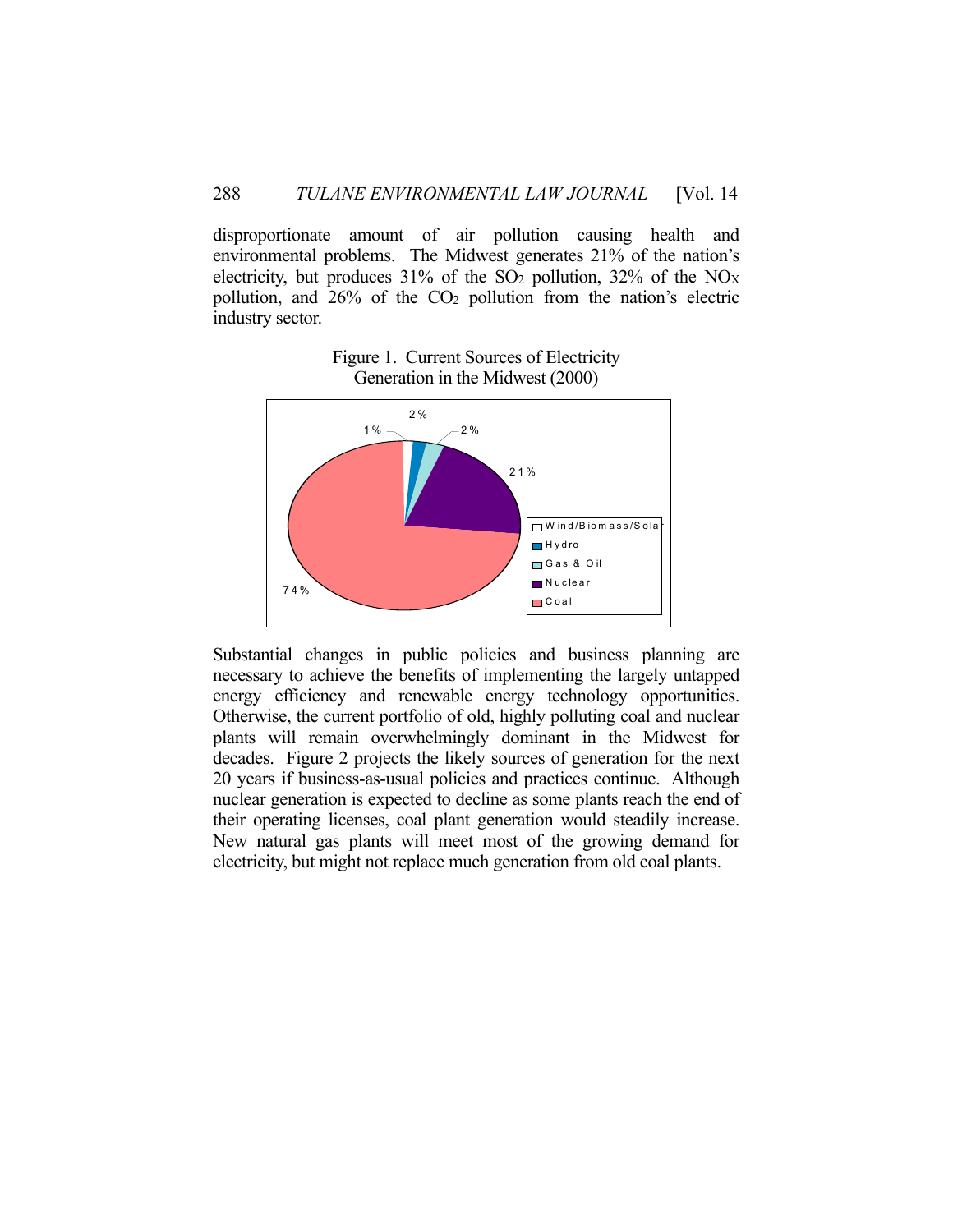disproportionate amount of air pollution causing health and environmental problems. The Midwest generates 21% of the nation's electricity, but produces 31% of the $SO_2$ pollution, 32% of the $NO_X$ pollution, and 26% of the $CO_2$ pollution from the nation's electric industry sector.

Figure 1. Current Sources of Electricity Generation in the Midwest (2000)

1%
2%
2%
21%
74%

Wind/Biomass/Solar
Hydro
Gas & Oil
Nuclear
Coal

Substantial changes in public policies and business planning are necessary to achieve the benefits of implementing the largely untapped energy efficiency and renewable energy technology opportunities. Otherwise, the current portfolio of old, highly polluting coal and nuclear plants will remain overwhelmingly dominant in the Midwest for decades. Figure 2 projects the likely sources of generation for the next 20 years if business-as-usual policies and practices continue. Although nuclear generation is expected to decline as some plants reach the end of their operating licenses, coal plant generation would steadily increase. New natural gas plants will meet most of the growing demand for electricity, but might not replace much generation from old coal plants.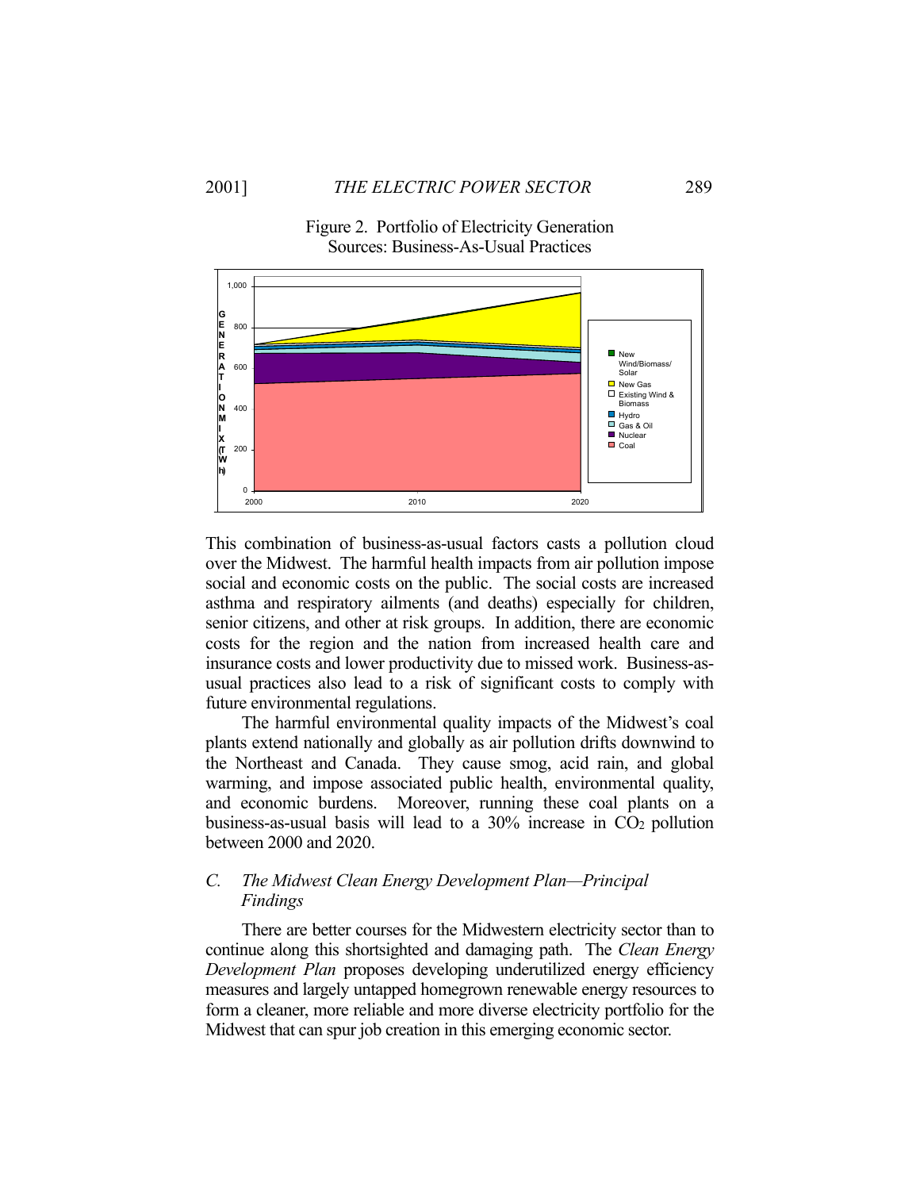Figure 2. Portfolio of Electricity Generation Sources: Business-As-Usual Practices

GENERATION MIX (TWh)

1,000
800
600
400
200
0

2000
2010
2020

New Wind/Biomass/ Solar
New Gas
Existing Wind & Biomass
Hydro
Gas & Oil
Nuclear
Coal

This combination of business-as-usual factors casts a pollution cloud over the Midwest. The harmful health impacts from air pollution impose social and economic costs on the public. The social costs are increased asthma and respiratory ailments (and deaths) especially for children, senior citizens, and other at risk groups. In addition, there are economic costs for the region and the nation from increased health care and insurance costs and lower productivity due to missed work. Business-as-usual practices also lead to a risk of significant costs to comply with future environmental regulations.

The harmful environmental quality impacts of the Midwest's coal plants extend nationally and globally as air pollution drifts downwind to the Northeast and Canada. They cause smog, acid rain, and global warming, and impose associated public health, environmental quality, and economic burdens. Moreover, running these coal plants on a business-as-usual basis will lead to a 30% increase in $CO_2$ pollution between 2000 and 2020.

### *C. The Midwest Clean Energy Development Plan—Principal Findings*

There are better courses for the Midwestern electricity sector than to continue along this shortsighted and damaging path. The *Clean Energy Development Plan* proposes developing underutilized energy efficiency measures and largely untapped homegrown renewable energy resources to form a cleaner, more reliable and more diverse electricity portfolio for the Midwest that can spur job creation in this emerging economic sector.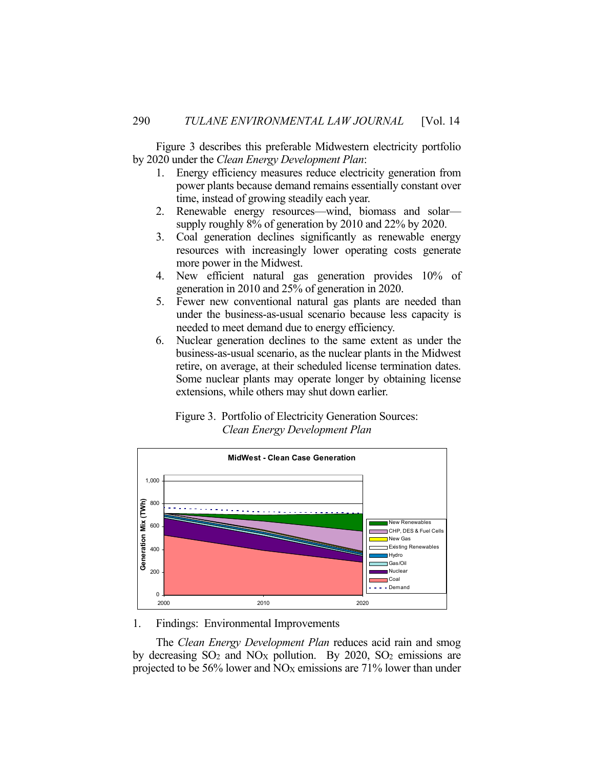Figure 3 describes this preferable Midwestern electricity portfolio by 2020 under the *Clean Energy Development Plan*:

1. Energy efficiency measures reduce electricity generation from power plants because demand remains essentially constant over time, instead of growing steadily each year.
2. Renewable energy resources—wind, biomass and solar—supply roughly 8% of generation by 2010 and 22% by 2020.
3. Coal generation declines significantly as renewable energy resources with increasingly lower operating costs generate more power in the Midwest.
4. New efficient natural gas generation provides 10% of generation in 2010 and 25% of generation in 2020.
5. Fewer new conventional natural gas plants are needed than under the business-as-usual scenario because less capacity is needed to meet demand due to energy efficiency.
6. Nuclear generation declines to the same extent as under the business-as-usual scenario, as the nuclear plants in the Midwest retire, on average, at their scheduled license termination dates. Some nuclear plants may operate longer by obtaining license extensions, while others may shut down earlier.

Figure 3. Portfolio of Electricity Generation Sources: *Clean Energy Development Plan*

MidWest - Clean Case Generation

Generation Mix (TWh)

0
200
400
600
800
1,000

2000
2010
2020

New Renewables
CHP, DES & Fuel Cells
New Gas
Existing Renewables
Hydro
Gas/Oil
Nuclear
Coal
Demand

1. Findings: Environmental Improvements

The *Clean Energy Development Plan* reduces acid rain and smog by decreasing $SO_2$ and $NO_X$ pollution. By 2020, $SO_2$ emissions are projected to be 56% lower and $NO_X$ emissions are 71% lower than under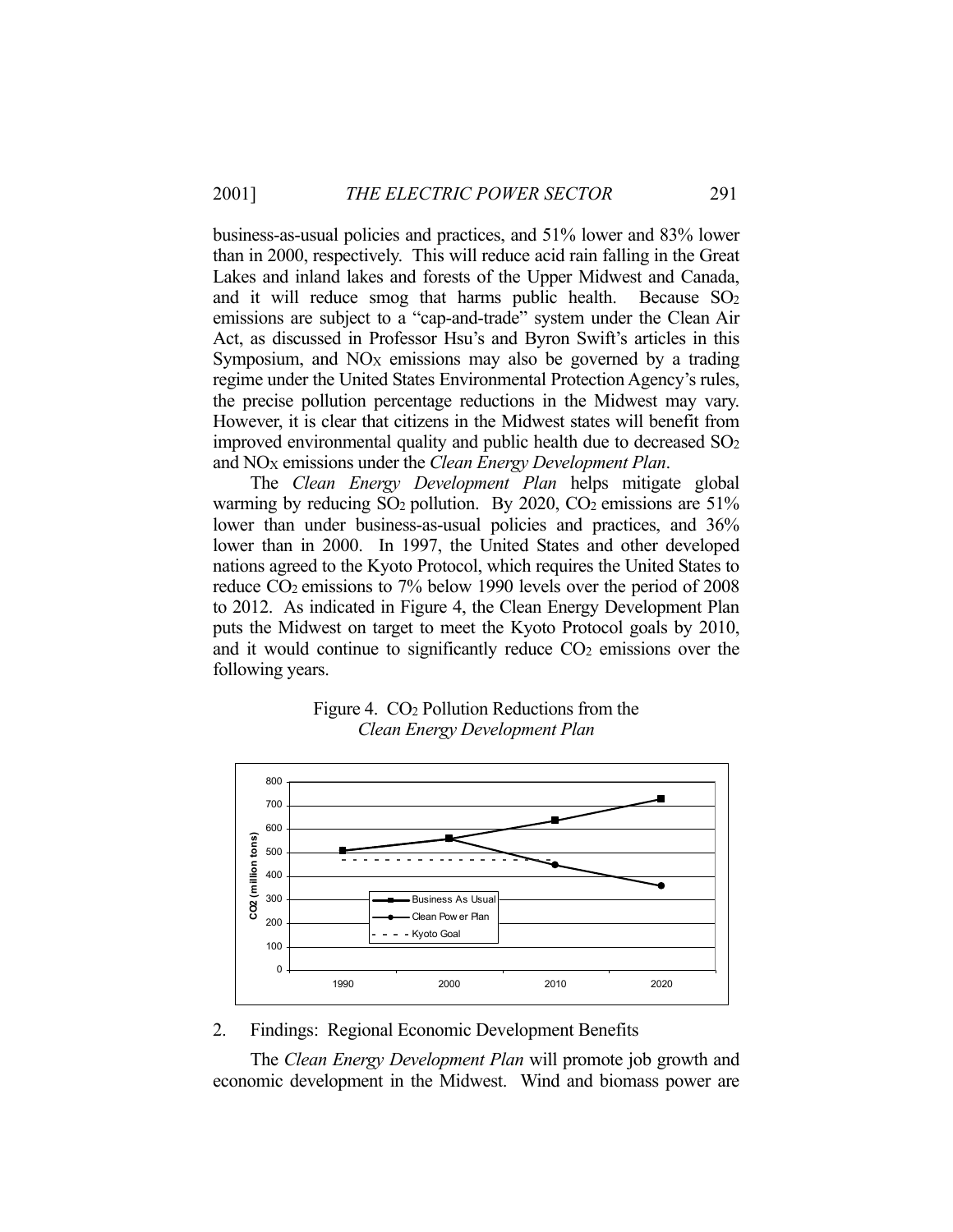business-as-usual policies and practices, and 51% lower and 83% lower than in 2000, respectively. This will reduce acid rain falling in the Great Lakes and inland lakes and forests of the Upper Midwest and Canada, and it will reduce smog that harms public health. Because $SO_2$ emissions are subject to a "cap-and-trade" system under the Clean Air Act, as discussed in Professor Hsu's and Byron Swift's articles in this Symposium, and $NO_X$ emissions may also be governed by a trading regime under the United States Environmental Protection Agency's rules, the precise pollution percentage reductions in the Midwest may vary. However, it is clear that citizens in the Midwest states will benefit from improved environmental quality and public health due to decreased $SO_2$ and $NO_X$ emissions under the *Clean Energy Development Plan*.

The *Clean Energy Development Plan* helps mitigate global warming by reducing $SO_2$ pollution. By 2020, $CO_2$ emissions are 51% lower than under business-as-usual policies and practices, and 36% lower than in 2000. In 1997, the United States and other developed nations agreed to the Kyoto Protocol, which requires the United States to reduce $CO_2$ emissions to 7% below 1990 levels over the period of 2008 to 2012. As indicated in Figure 4, the Clean Energy Development Plan puts the Midwest on target to meet the Kyoto Protocol goals by 2010, and it would continue to significantly reduce $CO_2$ emissions over the following years.

Figure 4. $CO_2$ Pollution Reductions from the *Clean Energy Development Plan*

CO2 (million tons)

0
100
200
300
400
500
600
700
800

1990
2000
2010
2020

Business As Usual
Clean Power Plan
Kyoto Goal

2. Findings: Regional Economic Development Benefits

The *Clean Energy Development Plan* will promote job growth and economic development in the Midwest. Wind and biomass power are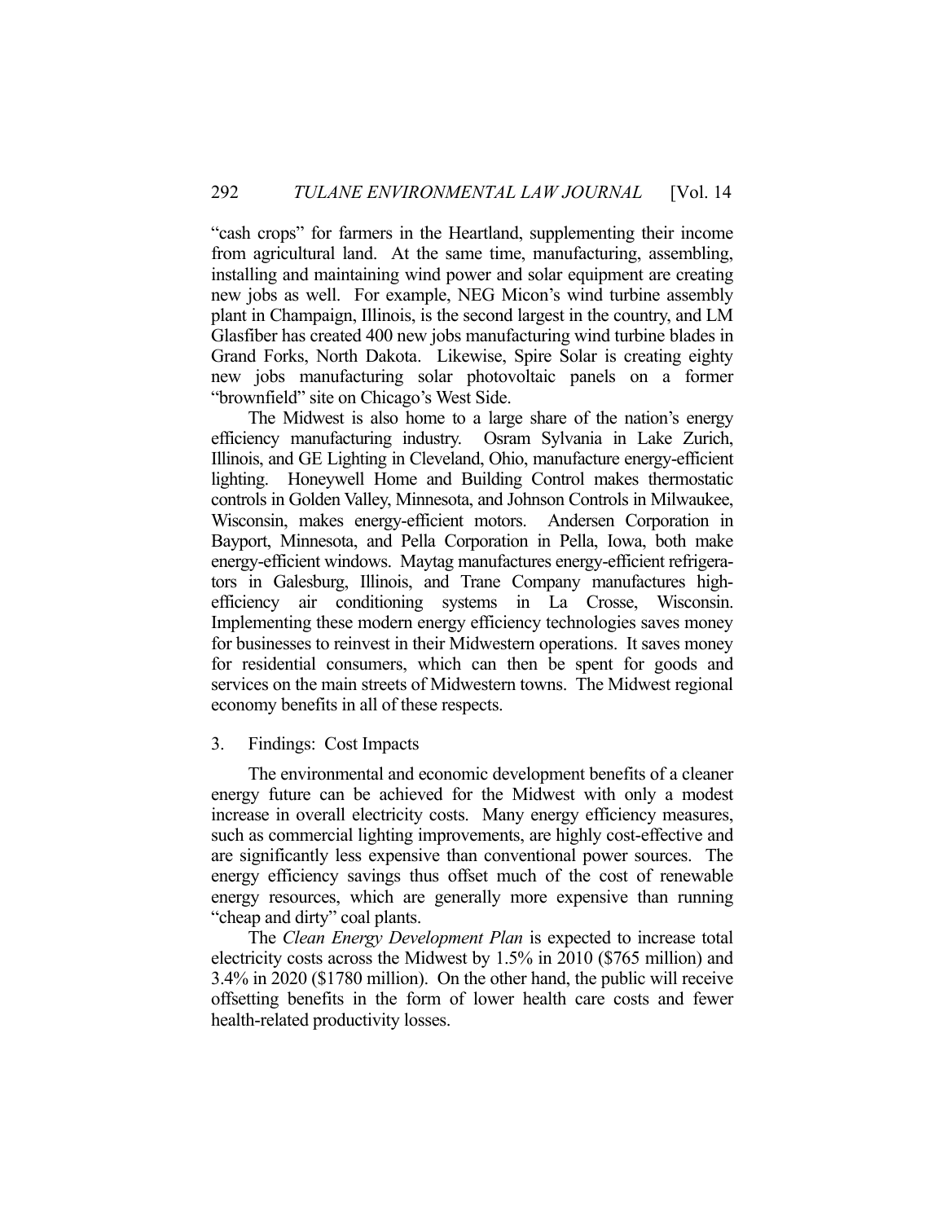"cash crops" for farmers in the Heartland, supplementing their income from agricultural land. At the same time, manufacturing, assembling, installing and maintaining wind power and solar equipment are creating new jobs as well. For example, NEG Micon's wind turbine assembly plant in Champaign, Illinois, is the second largest in the country, and LM Glasfiber has created 400 new jobs manufacturing wind turbine blades in Grand Forks, North Dakota. Likewise, Spire Solar is creating eighty new jobs manufacturing solar photovoltaic panels on a former "brownfield" site on Chicago's West Side.

The Midwest is also home to a large share of the nation's energy efficiency manufacturing industry. Osram Sylvania in Lake Zurich, Illinois, and GE Lighting in Cleveland, Ohio, manufacture energy-efficient lighting. Honeywell Home and Building Control makes thermostatic controls in Golden Valley, Minnesota, and Johnson Controls in Milwaukee, Wisconsin, makes energy-efficient motors. Andersen Corporation in Bayport, Minnesota, and Pella Corporation in Pella, Iowa, both make energy-efficient windows. Maytag manufactures energy-efficient refrigerators in Galesburg, Illinois, and Trane Company manufactures high-efficiency air conditioning systems in La Crosse, Wisconsin. Implementing these modern energy efficiency technologies saves money for businesses to reinvest in their Midwestern operations. It saves money for residential consumers, which can then be spent for goods and services on the main streets of Midwestern towns. The Midwest regional economy benefits in all of these respects.

3. Findings: Cost Impacts

The environmental and economic development benefits of a cleaner energy future can be achieved for the Midwest with only a modest increase in overall electricity costs. Many energy efficiency measures, such as commercial lighting improvements, are highly cost-effective and are significantly less expensive than conventional power sources. The energy efficiency savings thus offset much of the cost of renewable energy resources, which are generally more expensive than running "cheap and dirty" coal plants.

The *Clean Energy Development Plan* is expected to increase total electricity costs across the Midwest by 1.5% in 2010 ($765 million) and 3.4% in 2020 ($1780 million). On the other hand, the public will receive offsetting benefits in the form of lower health care costs and fewer health-related productivity losses.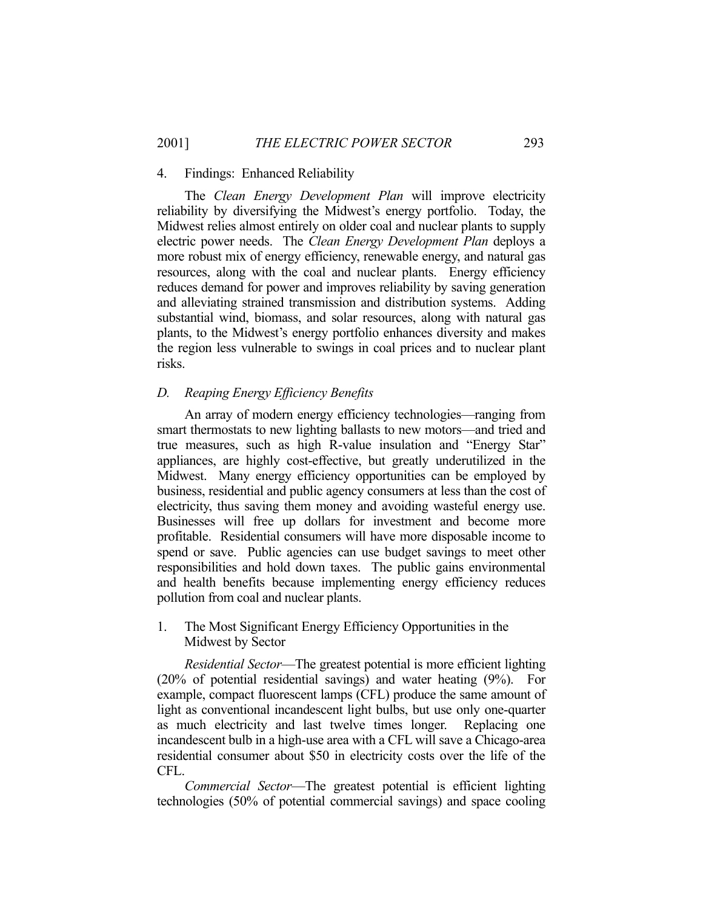4. Findings: Enhanced Reliability

The *Clean Energy Development Plan* will improve electricity reliability by diversifying the Midwest's energy portfolio. Today, the Midwest relies almost entirely on older coal and nuclear plants to supply electric power needs. The *Clean Energy Development Plan* deploys a more robust mix of energy efficiency, renewable energy, and natural gas resources, along with the coal and nuclear plants. Energy efficiency reduces demand for power and improves reliability by saving generation and alleviating strained transmission and distribution systems. Adding substantial wind, biomass, and solar resources, along with natural gas plants, to the Midwest's energy portfolio enhances diversity and makes the region less vulnerable to swings in coal prices and to nuclear plant risks.

### *D. Reaping Energy Efficiency Benefits*

An array of modern energy efficiency technologies—ranging from smart thermostats to new lighting ballasts to new motors—and tried and true measures, such as high R-value insulation and "Energy Star" appliances, are highly cost-effective, but greatly underutilized in the Midwest. Many energy efficiency opportunities can be employed by business, residential and public agency consumers at less than the cost of electricity, thus saving them money and avoiding wasteful energy use. Businesses will free up dollars for investment and become more profitable. Residential consumers will have more disposable income to spend or save. Public agencies can use budget savings to meet other responsibilities and hold down taxes. The public gains environmental and health benefits because implementing energy efficiency reduces pollution from coal and nuclear plants.

1. The Most Significant Energy Efficiency Opportunities in the Midwest by Sector

*Residential Sector*—The greatest potential is more efficient lighting (20% of potential residential savings) and water heating (9%). For example, compact fluorescent lamps (CFL) produce the same amount of light as conventional incandescent light bulbs, but use only one-quarter as much electricity and last twelve times longer. Replacing one incandescent bulb in a high-use area with a CFL will save a Chicago-area residential consumer about $50 in electricity costs over the life of the CFL.

*Commercial Sector*—The greatest potential is efficient lighting technologies (50% of potential commercial savings) and space cooling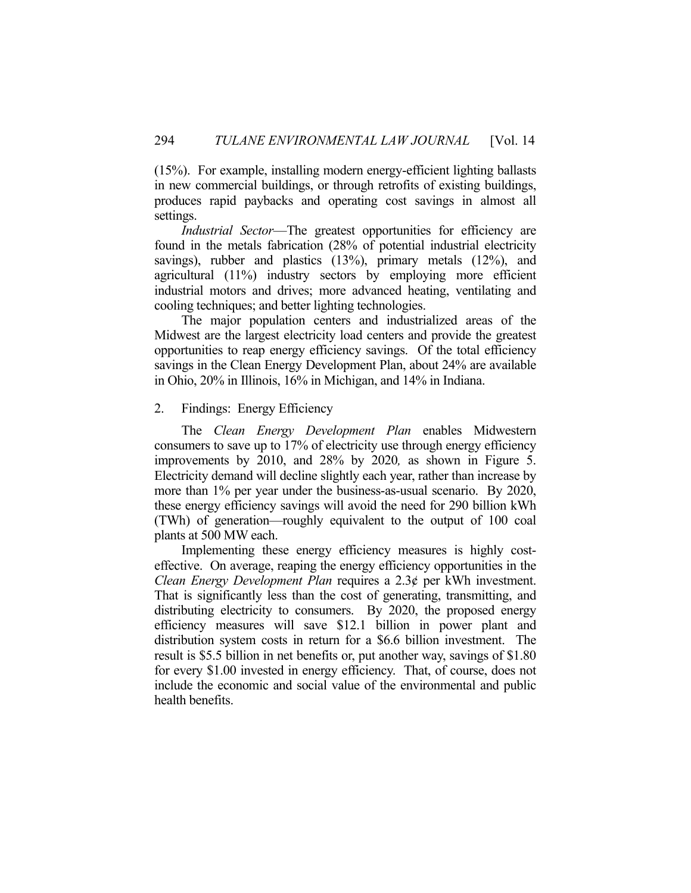(15%). For example, installing modern energy-efficient lighting ballasts in new commercial buildings, or through retrofits of existing buildings, produces rapid paybacks and operating cost savings in almost all settings.

*Industrial Sector*—The greatest opportunities for efficiency are found in the metals fabrication (28% of potential industrial electricity savings), rubber and plastics (13%), primary metals (12%), and agricultural (11%) industry sectors by employing more efficient industrial motors and drives; more advanced heating, ventilating and cooling techniques; and better lighting technologies.

The major population centers and industrialized areas of the Midwest are the largest electricity load centers and provide the greatest opportunities to reap energy efficiency savings. Of the total efficiency savings in the Clean Energy Development Plan, about 24% are available in Ohio, 20% in Illinois, 16% in Michigan, and 14% in Indiana.

## 2. Findings: Energy Efficiency

The *Clean Energy Development Plan* enables Midwestern consumers to save up to 17% of electricity use through energy efficiency improvements by 2010, and 28% by 2020*,* as shown in Figure 5. Electricity demand will decline slightly each year, rather than increase by more than 1% per year under the business-as-usual scenario. By 2020, these energy efficiency savings will avoid the need for 290 billion kWh (TWh) of generation—roughly equivalent to the output of 100 coal plants at 500 MW each.

Implementing these energy efficiency measures is highly cost-effective. On average, reaping the energy efficiency opportunities in the *Clean Energy Development Plan* requires a 2.3¢ per kWh investment. That is significantly less than the cost of generating, transmitting, and distributing electricity to consumers. By 2020, the proposed energy efficiency measures will save $12.1 billion in power plant and distribution system costs in return for a $6.6 billion investment. The result is $5.5 billion in net benefits or, put another way, savings of $1.80 for every $1.00 invested in energy efficiency. That, of course, does not include the economic and social value of the environmental and public health benefits.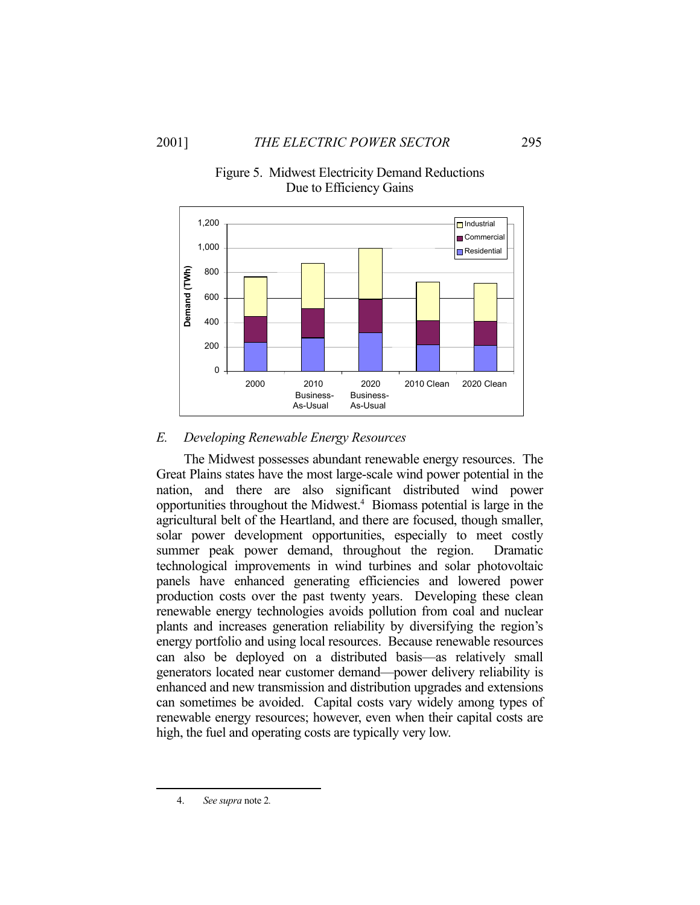Figure 5. Midwest Electricity Demand Reductions Due to Efficiency Gains

Demand (TWh)

1,200
1,000
800
600
400
200
0

2000
2010 Business-As-Usual
2020 Business-As-Usual
2010 Clean
2020 Clean

Industrial
Commercial
Residential

## E. *Developing Renewable Energy Resources*

The Midwest possesses abundant renewable energy resources. The Great Plains states have the most large-scale wind power potential in the nation, and there are also significant distributed wind power opportunities throughout the Midwest.[4] Biomass potential is large in the agricultural belt of the Heartland, and there are focused, though smaller, solar power development opportunities, especially to meet costly summer peak power demand, throughout the region. Dramatic technological improvements in wind turbines and solar photovoltaic panels have enhanced generating efficiencies and lowered power production costs over the past twenty years. Developing these clean renewable energy technologies avoids pollution from coal and nuclear plants and increases generation reliability by diversifying the region's energy portfolio and using local resources. Because renewable resources can also be deployed on a distributed basis—as relatively small generators located near customer demand—power delivery reliability is enhanced and new transmission and distribution upgrades and extensions can sometimes be avoided. Capital costs vary widely among types of renewable energy resources; however, even when their capital costs are high, the fuel and operating costs are typically very low.

---

4. *See supra* note 2.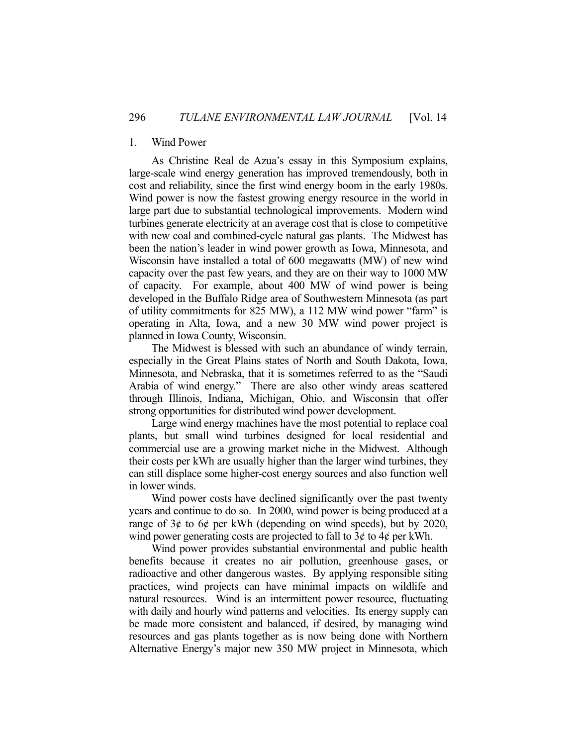### 1. Wind Power

As Christine Real de Azua's essay in this Symposium explains, large-scale wind energy generation has improved tremendously, both in cost and reliability, since the first wind energy boom in the early 1980s. Wind power is now the fastest growing energy resource in the world in large part due to substantial technological improvements. Modern wind turbines generate electricity at an average cost that is close to competitive with new coal and combined-cycle natural gas plants. The Midwest has been the nation's leader in wind power growth as Iowa, Minnesota, and Wisconsin have installed a total of 600 megawatts (MW) of new wind capacity over the past few years, and they are on their way to 1000 MW of capacity. For example, about 400 MW of wind power is being developed in the Buffalo Ridge area of Southwestern Minnesota (as part of utility commitments for 825 MW), a 112 MW wind power "farm" is operating in Alta, Iowa, and a new 30 MW wind power project is planned in Iowa County, Wisconsin.

The Midwest is blessed with such an abundance of windy terrain, especially in the Great Plains states of North and South Dakota, Iowa, Minnesota, and Nebraska, that it is sometimes referred to as the "Saudi Arabia of wind energy." There are also other windy areas scattered through Illinois, Indiana, Michigan, Ohio, and Wisconsin that offer strong opportunities for distributed wind power development.

Large wind energy machines have the most potential to replace coal plants, but small wind turbines designed for local residential and commercial use are a growing market niche in the Midwest. Although their costs per kWh are usually higher than the larger wind turbines, they can still displace some higher-cost energy sources and also function well in lower winds.

Wind power costs have declined significantly over the past twenty years and continue to do so. In 2000, wind power is being produced at a range of 3¢ to 6¢ per kWh (depending on wind speeds), but by 2020, wind power generating costs are projected to fall to 3¢ to 4¢ per kWh.

Wind power provides substantial environmental and public health benefits because it creates no air pollution, greenhouse gases, or radioactive and other dangerous wastes. By applying responsible siting practices, wind projects can have minimal impacts on wildlife and natural resources. Wind is an intermittent power resource, fluctuating with daily and hourly wind patterns and velocities. Its energy supply can be made more consistent and balanced, if desired, by managing wind resources and gas plants together as is now being done with Northern Alternative Energy's major new 350 MW project in Minnesota, which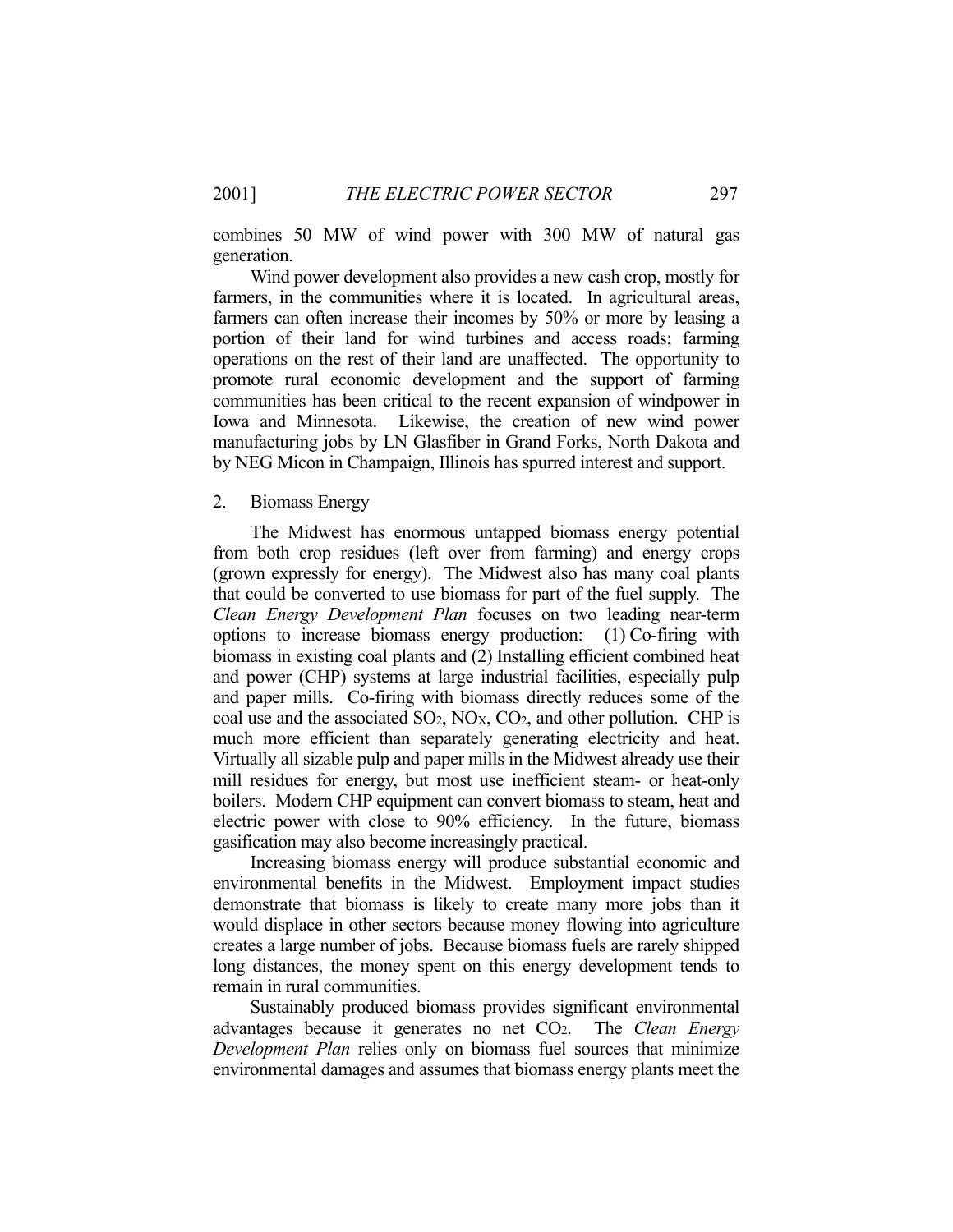combines 50 MW of wind power with 300 MW of natural gas generation.

Wind power development also provides a new cash crop, mostly for farmers, in the communities where it is located. In agricultural areas, farmers can often increase their incomes by 50% or more by leasing a portion of their land for wind turbines and access roads; farming operations on the rest of their land are unaffected. The opportunity to promote rural economic development and the support of farming communities has been critical to the recent expansion of windpower in Iowa and Minnesota. Likewise, the creation of new wind power manufacturing jobs by LN Glasfiber in Grand Forks, North Dakota and by NEG Micon in Champaign, Illinois has spurred interest and support.

2. Biomass Energy

The Midwest has enormous untapped biomass energy potential from both crop residues (left over from farming) and energy crops (grown expressly for energy). The Midwest also has many coal plants that could be converted to use biomass for part of the fuel supply. The *Clean Energy Development Plan* focuses on two leading near-term options to increase biomass energy production: (1) Co-firing with biomass in existing coal plants and (2) Installing efficient combined heat and power (CHP) systems at large industrial facilities, especially pulp and paper mills. Co-firing with biomass directly reduces some of the coal use and the associated $SO_2$, $NO_X$, $CO_2$, and other pollution. CHP is much more efficient than separately generating electricity and heat. Virtually all sizable pulp and paper mills in the Midwest already use their mill residues for energy, but most use inefficient steam- or heat-only boilers. Modern CHP equipment can convert biomass to steam, heat and electric power with close to 90% efficiency. In the future, biomass gasification may also become increasingly practical.

Increasing biomass energy will produce substantial economic and environmental benefits in the Midwest. Employment impact studies demonstrate that biomass is likely to create many more jobs than it would displace in other sectors because money flowing into agriculture creates a large number of jobs. Because biomass fuels are rarely shipped long distances, the money spent on this energy development tends to remain in rural communities.

Sustainably produced biomass provides significant environmental advantages because it generates no net $CO_2$. The *Clean Energy Development Plan* relies only on biomass fuel sources that minimize environmental damages and assumes that biomass energy plants meet the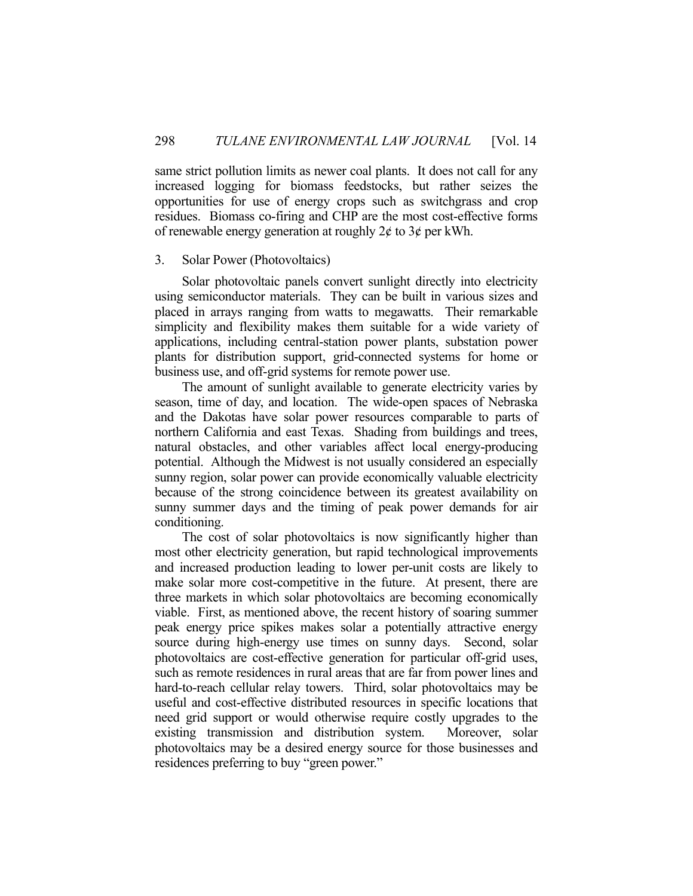same strict pollution limits as newer coal plants. It does not call for any increased logging for biomass feedstocks, but rather seizes the opportunities for use of energy crops such as switchgrass and crop residues. Biomass co-firing and CHP are the most cost-effective forms of renewable energy generation at roughly 2¢ to 3¢ per kWh.

### 3. Solar Power (Photovoltaics)

Solar photovoltaic panels convert sunlight directly into electricity using semiconductor materials. They can be built in various sizes and placed in arrays ranging from watts to megawatts. Their remarkable simplicity and flexibility makes them suitable for a wide variety of applications, including central-station power plants, substation power plants for distribution support, grid-connected systems for home or business use, and off-grid systems for remote power use.

The amount of sunlight available to generate electricity varies by season, time of day, and location. The wide-open spaces of Nebraska and the Dakotas have solar power resources comparable to parts of northern California and east Texas. Shading from buildings and trees, natural obstacles, and other variables affect local energy-producing potential. Although the Midwest is not usually considered an especially sunny region, solar power can provide economically valuable electricity because of the strong coincidence between its greatest availability on sunny summer days and the timing of peak power demands for air conditioning.

The cost of solar photovoltaics is now significantly higher than most other electricity generation, but rapid technological improvements and increased production leading to lower per-unit costs are likely to make solar more cost-competitive in the future. At present, there are three markets in which solar photovoltaics are becoming economically viable. First, as mentioned above, the recent history of soaring summer peak energy price spikes makes solar a potentially attractive energy source during high-energy use times on sunny days. Second, solar photovoltaics are cost-effective generation for particular off-grid uses, such as remote residences in rural areas that are far from power lines and hard-to-reach cellular relay towers. Third, solar photovoltaics may be useful and cost-effective distributed resources in specific locations that need grid support or would otherwise require costly upgrades to the existing transmission and distribution system. Moreover, solar photovoltaics may be a desired energy source for those businesses and residences preferring to buy "green power."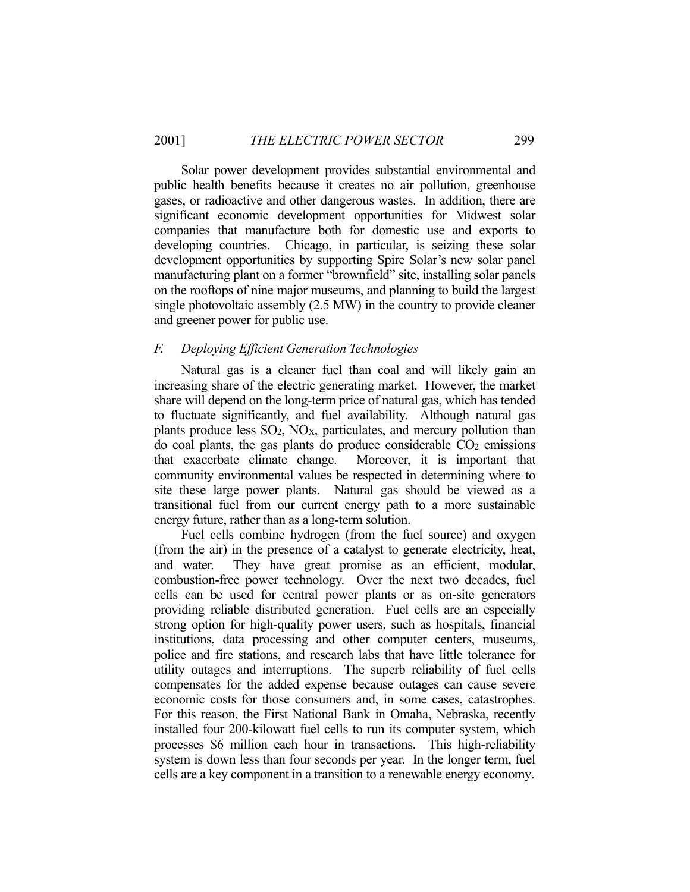Solar power development provides substantial environmental and public health benefits because it creates no air pollution, greenhouse gases, or radioactive and other dangerous wastes. In addition, there are significant economic development opportunities for Midwest solar companies that manufacture both for domestic use and exports to developing countries. Chicago, in particular, is seizing these solar development opportunities by supporting Spire Solar's new solar panel manufacturing plant on a former "brownfield" site, installing solar panels on the rooftops of nine major museums, and planning to build the largest single photovoltaic assembly (2.5 MW) in the country to provide cleaner and greener power for public use.

### *F. Deploying Efficient Generation Technologies*

Natural gas is a cleaner fuel than coal and will likely gain an increasing share of the electric generating market. However, the market share will depend on the long-term price of natural gas, which has tended to fluctuate significantly, and fuel availability. Although natural gas plants produce less $SO_2$, $NO_X$, particulates, and mercury pollution than do coal plants, the gas plants do produce considerable $CO_2$ emissions that exacerbate climate change. Moreover, it is important that community environmental values be respected in determining where to site these large power plants. Natural gas should be viewed as a transitional fuel from our current energy path to a more sustainable energy future, rather than as a long-term solution.

Fuel cells combine hydrogen (from the fuel source) and oxygen (from the air) in the presence of a catalyst to generate electricity, heat, and water. They have great promise as an efficient, modular, combustion-free power technology. Over the next two decades, fuel cells can be used for central power plants or as on-site generators providing reliable distributed generation. Fuel cells are an especially strong option for high-quality power users, such as hospitals, financial institutions, data processing and other computer centers, museums, police and fire stations, and research labs that have little tolerance for utility outages and interruptions. The superb reliability of fuel cells compensates for the added expense because outages can cause severe economic costs for those consumers and, in some cases, catastrophes. For this reason, the First National Bank in Omaha, Nebraska, recently installed four 200-kilowatt fuel cells to run its computer system, which processes \$6 million each hour in transactions. This high-reliability system is down less than four seconds per year. In the longer term, fuel cells are a key component in a transition to a renewable energy economy.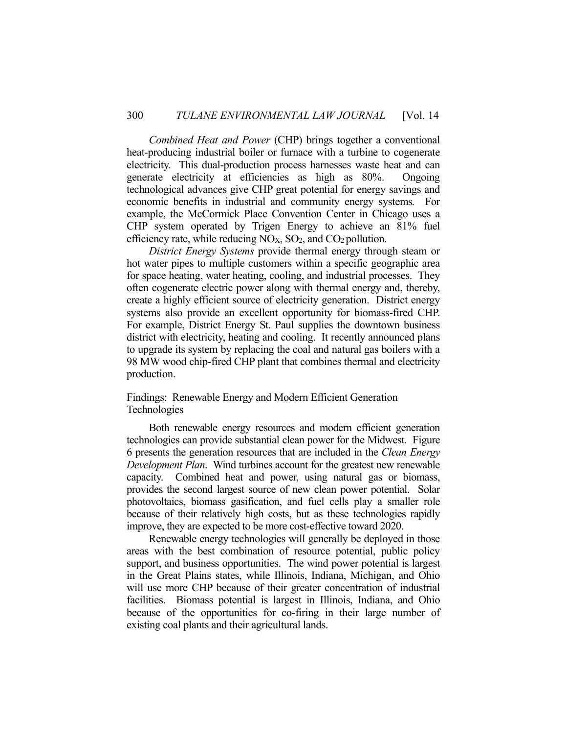*Combined Heat and Power* (CHP) brings together a conventional heat-producing industrial boiler or furnace with a turbine to cogenerate electricity. This dual-production process harnesses waste heat and can generate electricity at efficiencies as high as 80%. Ongoing technological advances give CHP great potential for energy savings and economic benefits in industrial and community energy systems. For example, the McCormick Place Convention Center in Chicago uses a CHP system operated by Trigen Energy to achieve an 81% fuel efficiency rate, while reducing $NO_X$, $SO_2$, and $CO_2$ pollution.

*District Energy Systems* provide thermal energy through steam or hot water pipes to multiple customers within a specific geographic area for space heating, water heating, cooling, and industrial processes. They often cogenerate electric power along with thermal energy and, thereby, create a highly efficient source of electricity generation. District energy systems also provide an excellent opportunity for biomass-fired CHP. For example, District Energy St. Paul supplies the downtown business district with electricity, heating and cooling. It recently announced plans to upgrade its system by replacing the coal and natural gas boilers with a 98 MW wood chip-fired CHP plant that combines thermal and electricity production.

Findings: Renewable Energy and Modern Efficient Generation Technologies

Both renewable energy resources and modern efficient generation technologies can provide substantial clean power for the Midwest. Figure 6 presents the generation resources that are included in the *Clean Energy Development Plan*. Wind turbines account for the greatest new renewable capacity. Combined heat and power, using natural gas or biomass, provides the second largest source of new clean power potential. Solar photovoltaics, biomass gasification, and fuel cells play a smaller role because of their relatively high costs, but as these technologies rapidly improve, they are expected to be more cost-effective toward 2020.

Renewable energy technologies will generally be deployed in those areas with the best combination of resource potential, public policy support, and business opportunities. The wind power potential is largest in the Great Plains states, while Illinois, Indiana, Michigan, and Ohio will use more CHP because of their greater concentration of industrial facilities. Biomass potential is largest in Illinois, Indiana, and Ohio because of the opportunities for co-firing in their large number of existing coal plants and their agricultural lands.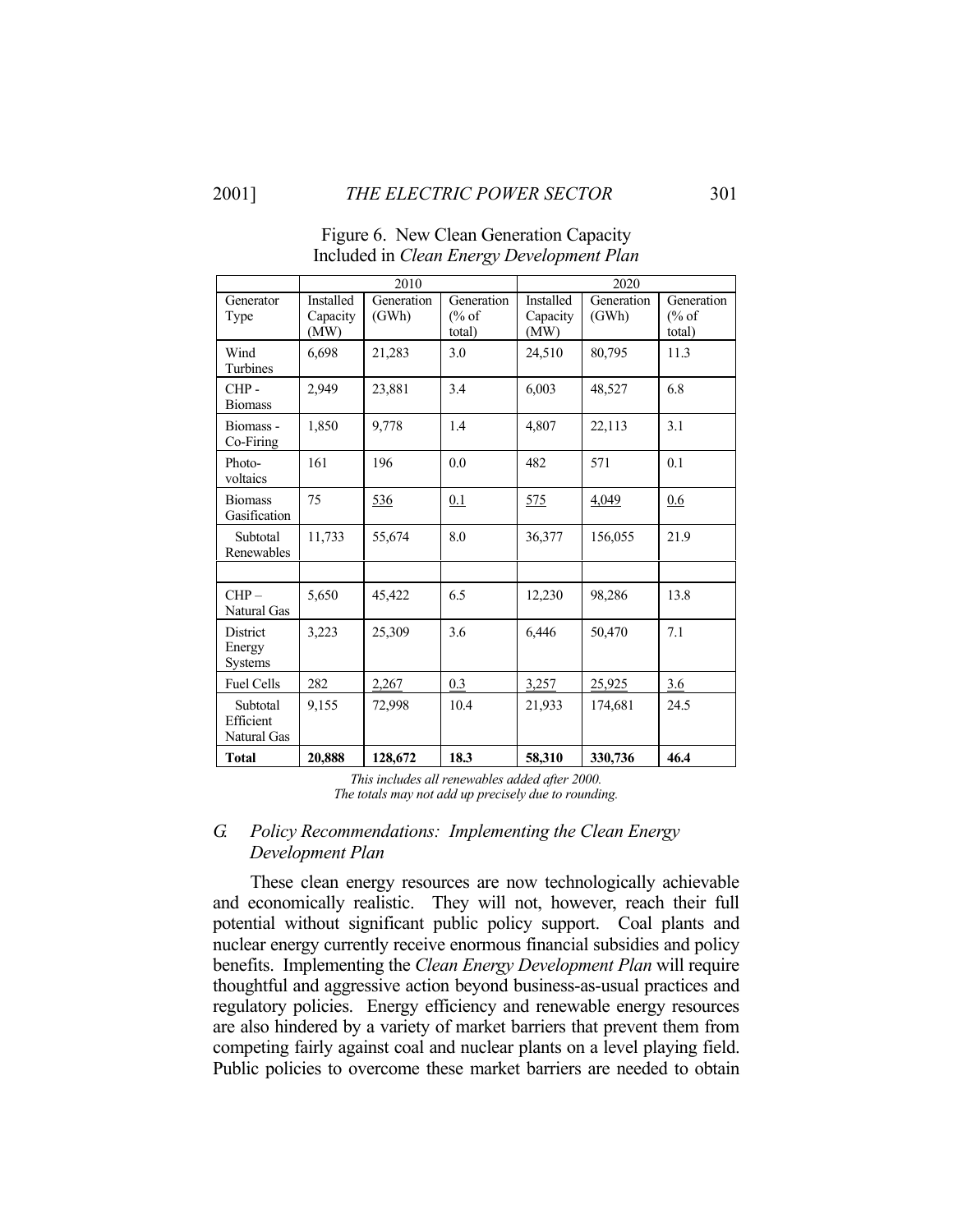Figure 6. New Clean Generation Capacity Included in *Clean Energy Development Plan*

| | 2010 | | | 2020 | | |
|---|---|---|---|---|---|---|
| Generator Type | Installed Capacity (MW) | Generation (GWh) | Generation (% of total) | Installed Capacity (MW) | Generation (GWh) | Generation (% of total) |
| Wind Turbines | 6,698 | 21,283 | 3.0 | 24,510 | 80,795 | 11.3 |
| CHP - Biomass | 2,949 | 23,881 | 3.4 | 6,003 | 48,527 | 6.8 |
| Biomass - Co-Firing | 1,850 | 9,778 | 1.4 | 4,807 | 22,113 | 3.1 |
| Photo-voltaics | 161 | 196 | 0.0 | 482 | 571 | 0.1 |
| Biomass Gasification | 75 | 536 | 0.1 | 575 | 4,049 | 0.6 |
| Subtotal Renewables | 11,733 | 55,674 | 8.0 | 36,377 | 156,055 | 21.9 |
| | | | | | | |
| CHP – Natural Gas | 5,650 | 45,422 | 6.5 | 12,230 | 98,286 | 13.8 |
| District Energy Systems | 3,223 | 25,309 | 3.6 | 6,446 | 50,470 | 7.1 |
| Fuel Cells | 282 | 2,267 | 0.3 | 3,257 | 25,925 | 3.6 |
| Subtotal Efficient Natural Gas | 9,155 | 72,998 | 10.4 | 21,933 | 174,681 | 24.5 |
| **Total** | **20,888** | **128,672** | **18.3** | **58,310** | **330,736** | **46.4** |

*This includes all renewables added after 2000.*
*The totals may not add up precisely due to rounding.*

### G. *Policy Recommendations: Implementing the Clean Energy Development Plan*

These clean energy resources are now technologically achievable and economically realistic. They will not, however, reach their full potential without significant public policy support. Coal plants and nuclear energy currently receive enormous financial subsidies and policy benefits. Implementing the *Clean Energy Development Plan* will require thoughtful and aggressive action beyond business-as-usual practices and regulatory policies. Energy efficiency and renewable energy resources are also hindered by a variety of market barriers that prevent them from competing fairly against coal and nuclear plants on a level playing field. Public policies to overcome these market barriers are needed to obtain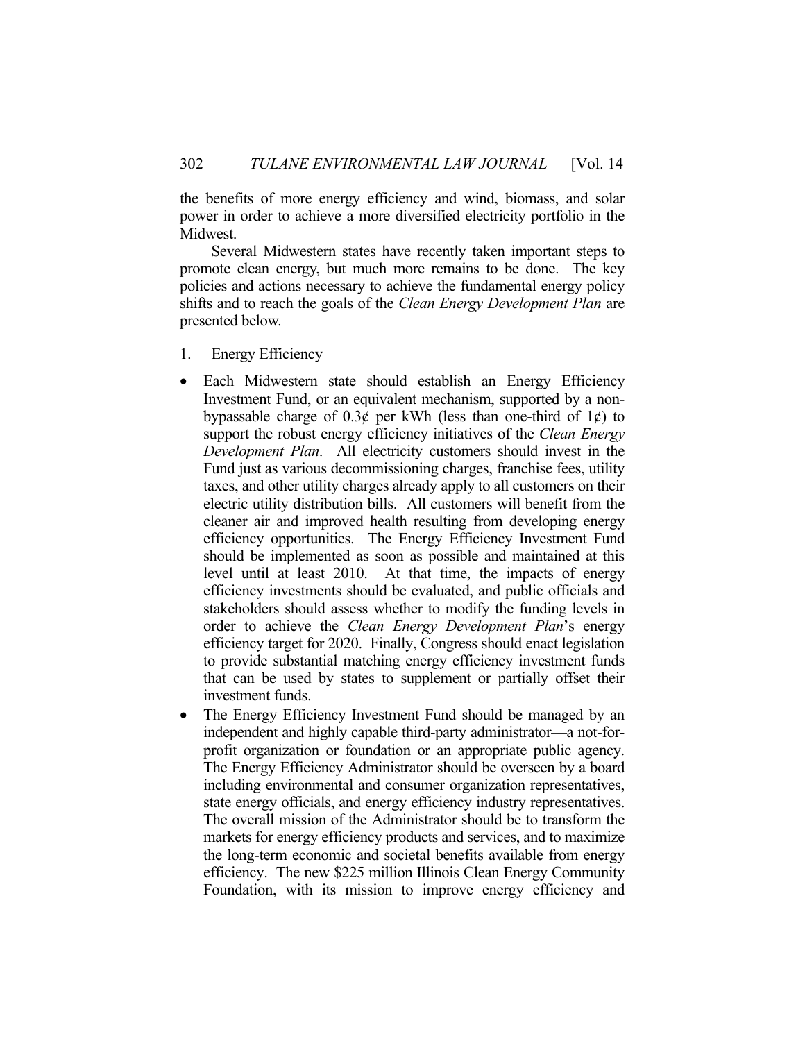the benefits of more energy efficiency and wind, biomass, and solar power in order to achieve a more diversified electricity portfolio in the Midwest.

Several Midwestern states have recently taken important steps to promote clean energy, but much more remains to be done. The key policies and actions necessary to achieve the fundamental energy policy shifts and to reach the goals of the *Clean Energy Development Plan* are presented below.

1. Energy Efficiency

- Each Midwestern state should establish an Energy Efficiency Investment Fund, or an equivalent mechanism, supported by a non-bypassable charge of 0.3¢ per kWh (less than one-third of 1¢) to support the robust energy efficiency initiatives of the *Clean Energy Development Plan*. All electricity customers should invest in the Fund just as various decommissioning charges, franchise fees, utility taxes, and other utility charges already apply to all customers on their electric utility distribution bills. All customers will benefit from the cleaner air and improved health resulting from developing energy efficiency opportunities. The Energy Efficiency Investment Fund should be implemented as soon as possible and maintained at this level until at least 2010. At that time, the impacts of energy efficiency investments should be evaluated, and public officials and stakeholders should assess whether to modify the funding levels in order to achieve the *Clean Energy Development Plan*'s energy efficiency target for 2020. Finally, Congress should enact legislation to provide substantial matching energy efficiency investment funds that can be used by states to supplement or partially offset their investment funds.
- The Energy Efficiency Investment Fund should be managed by an independent and highly capable third-party administrator—a not-for-profit organization or foundation or an appropriate public agency. The Energy Efficiency Administrator should be overseen by a board including environmental and consumer organization representatives, state energy officials, and energy efficiency industry representatives. The overall mission of the Administrator should be to transform the markets for energy efficiency products and services, and to maximize the long-term economic and societal benefits available from energy efficiency. The new $225 million Illinois Clean Energy Community Foundation, with its mission to improve energy efficiency and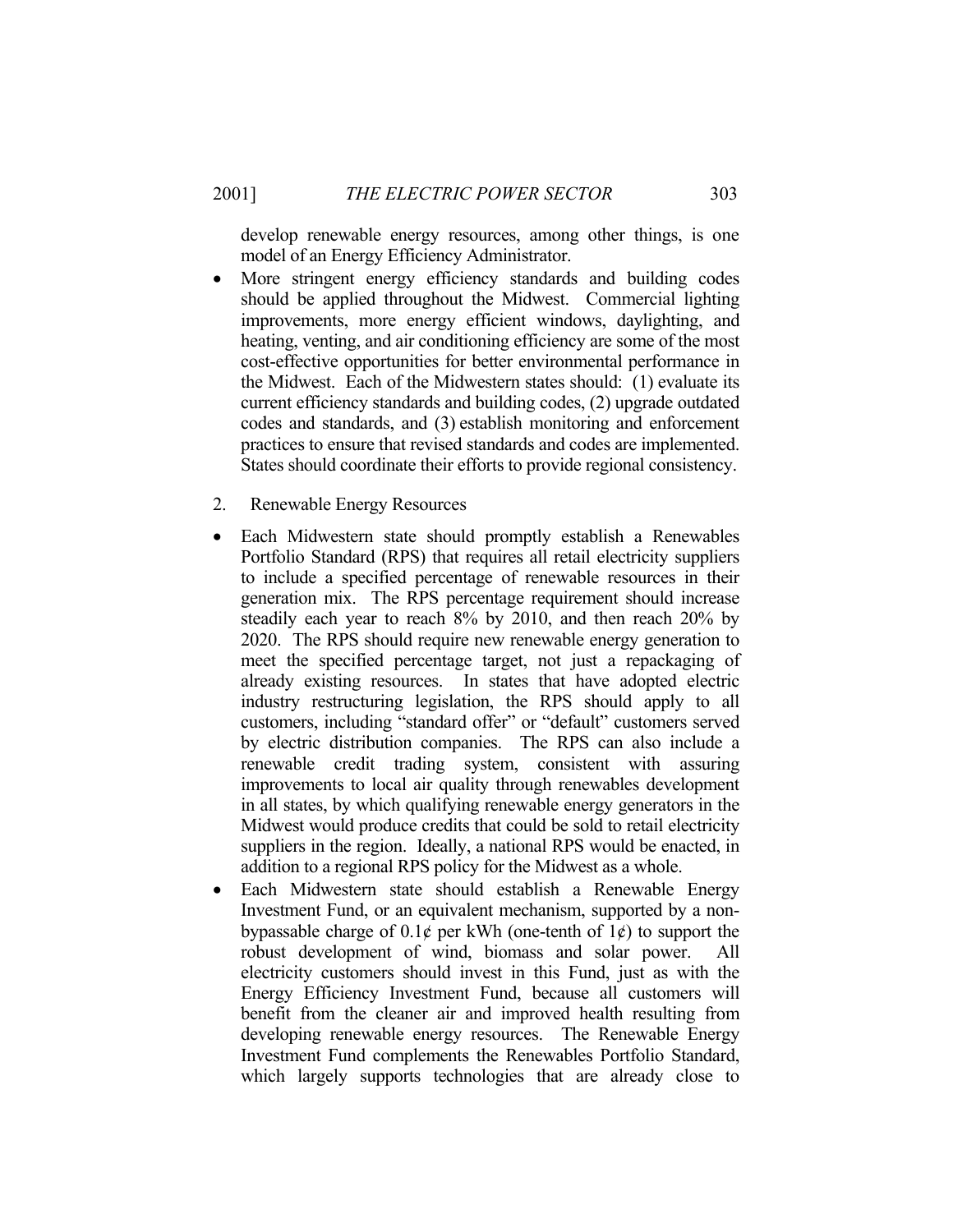develop renewable energy resources, among other things, is one model of an Energy Efficiency Administrator.

- More stringent energy efficiency standards and building codes should be applied throughout the Midwest. Commercial lighting improvements, more energy efficient windows, daylighting, and heating, venting, and air conditioning efficiency are some of the most cost-effective opportunities for better environmental performance in the Midwest. Each of the Midwestern states should: (1) evaluate its current efficiency standards and building codes, (2) upgrade outdated codes and standards, and (3) establish monitoring and enforcement practices to ensure that revised standards and codes are implemented. States should coordinate their efforts to provide regional consistency.

2. Renewable Energy Resources

- Each Midwestern state should promptly establish a Renewables Portfolio Standard (RPS) that requires all retail electricity suppliers to include a specified percentage of renewable resources in their generation mix. The RPS percentage requirement should increase steadily each year to reach 8% by 2010, and then reach 20% by 2020. The RPS should require new renewable energy generation to meet the specified percentage target, not just a repackaging of already existing resources. In states that have adopted electric industry restructuring legislation, the RPS should apply to all customers, including "standard offer" or "default" customers served by electric distribution companies. The RPS can also include a renewable credit trading system, consistent with assuring improvements to local air quality through renewables development in all states, by which qualifying renewable energy generators in the Midwest would produce credits that could be sold to retail electricity suppliers in the region. Ideally, a national RPS would be enacted, in addition to a regional RPS policy for the Midwest as a whole.
- Each Midwestern state should establish a Renewable Energy Investment Fund, or an equivalent mechanism, supported by a non-bypassable charge of 0.1¢ per kWh (one-tenth of 1¢) to support the robust development of wind, biomass and solar power. All electricity customers should invest in this Fund, just as with the Energy Efficiency Investment Fund, because all customers will benefit from the cleaner air and improved health resulting from developing renewable energy resources. The Renewable Energy Investment Fund complements the Renewables Portfolio Standard, which largely supports technologies that are already close to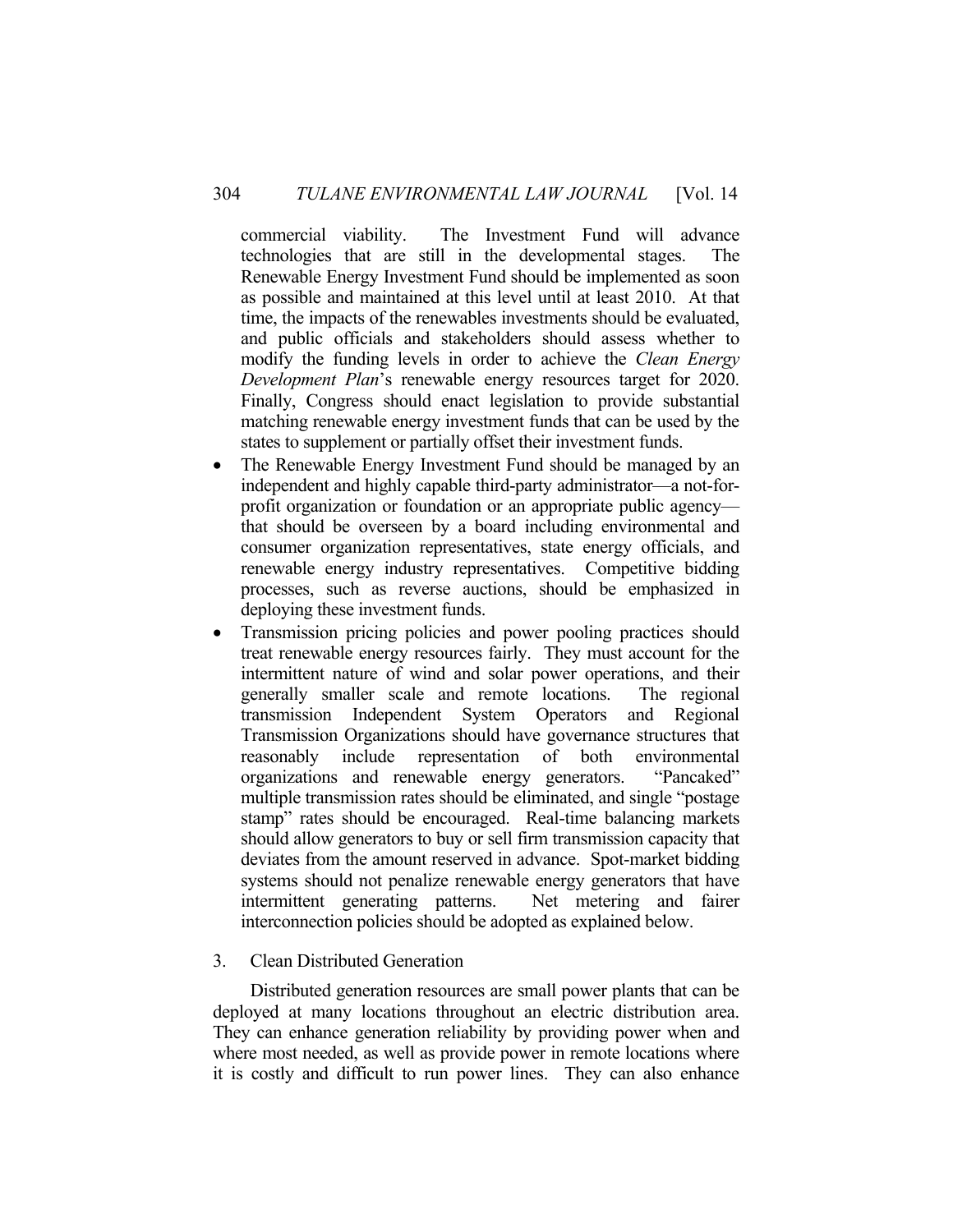commercial viability. The Investment Fund will advance technologies that are still in the developmental stages. The Renewable Energy Investment Fund should be implemented as soon as possible and maintained at this level until at least 2010. At that time, the impacts of the renewables investments should be evaluated, and public officials and stakeholders should assess whether to modify the funding levels in order to achieve the *Clean Energy Development Plan*'s renewable energy resources target for 2020. Finally, Congress should enact legislation to provide substantial matching renewable energy investment funds that can be used by the states to supplement or partially offset their investment funds.

- The Renewable Energy Investment Fund should be managed by an independent and highly capable third-party administrator—a not-for-profit organization or foundation or an appropriate public agency—that should be overseen by a board including environmental and consumer organization representatives, state energy officials, and renewable energy industry representatives. Competitive bidding processes, such as reverse auctions, should be emphasized in deploying these investment funds.
- Transmission pricing policies and power pooling practices should treat renewable energy resources fairly. They must account for the intermittent nature of wind and solar power operations, and their generally smaller scale and remote locations. The regional transmission Independent System Operators and Regional Transmission Organizations should have governance structures that reasonably include representation of both environmental organizations and renewable energy generators. "Pancaked" multiple transmission rates should be eliminated, and single "postage stamp" rates should be encouraged. Real-time balancing markets should allow generators to buy or sell firm transmission capacity that deviates from the amount reserved in advance. Spot-market bidding systems should not penalize renewable energy generators that have intermittent generating patterns. Net metering and fairer interconnection policies should be adopted as explained below.

### 3. Clean Distributed Generation

Distributed generation resources are small power plants that can be deployed at many locations throughout an electric distribution area. They can enhance generation reliability by providing power when and where most needed, as well as provide power in remote locations where it is costly and difficult to run power lines. They can also enhance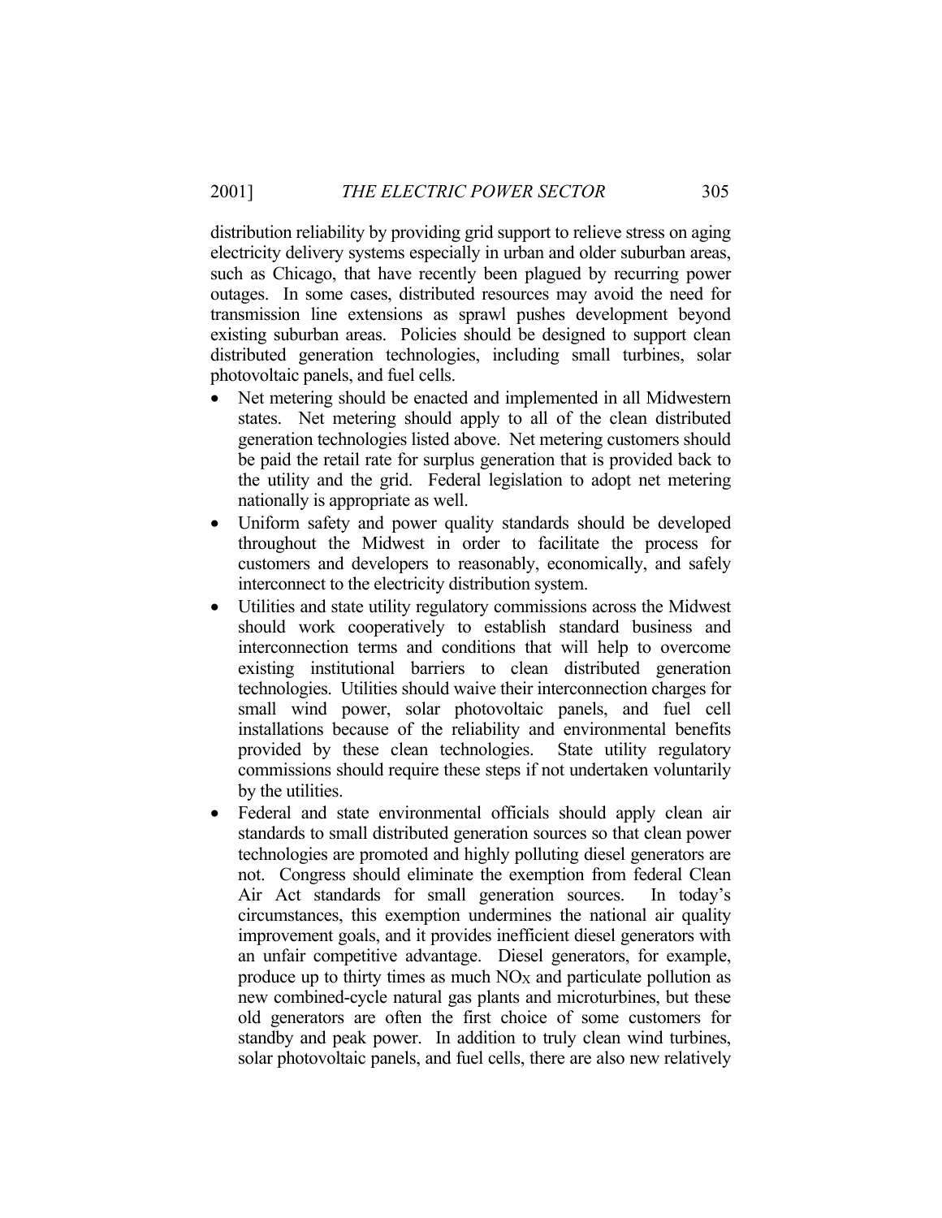distribution reliability by providing grid support to relieve stress on aging electricity delivery systems especially in urban and older suburban areas, such as Chicago, that have recently been plagued by recurring power outages. In some cases, distributed resources may avoid the need for transmission line extensions as sprawl pushes development beyond existing suburban areas. Policies should be designed to support clean distributed generation technologies, including small turbines, solar photovoltaic panels, and fuel cells.

- Net metering should be enacted and implemented in all Midwestern states. Net metering should apply to all of the clean distributed generation technologies listed above. Net metering customers should be paid the retail rate for surplus generation that is provided back to the utility and the grid. Federal legislation to adopt net metering nationally is appropriate as well.
- Uniform safety and power quality standards should be developed throughout the Midwest in order to facilitate the process for customers and developers to reasonably, economically, and safely interconnect to the electricity distribution system.
- Utilities and state utility regulatory commissions across the Midwest should work cooperatively to establish standard business and interconnection terms and conditions that will help to overcome existing institutional barriers to clean distributed generation technologies. Utilities should waive their interconnection charges for small wind power, solar photovoltaic panels, and fuel cell installations because of the reliability and environmental benefits provided by these clean technologies. State utility regulatory commissions should require these steps if not undertaken voluntarily by the utilities.
- Federal and state environmental officials should apply clean air standards to small distributed generation sources so that clean power technologies are promoted and highly polluting diesel generators are not. Congress should eliminate the exemption from federal Clean Air Act standards for small generation sources. In today's circumstances, this exemption undermines the national air quality improvement goals, and it provides inefficient diesel generators with an unfair competitive advantage. Diesel generators, for example, produce up to thirty times as much $NO_X$ and particulate pollution as new combined-cycle natural gas plants and microturbines, but these old generators are often the first choice of some customers for standby and peak power. In addition to truly clean wind turbines, solar photovoltaic panels, and fuel cells, there are also new relatively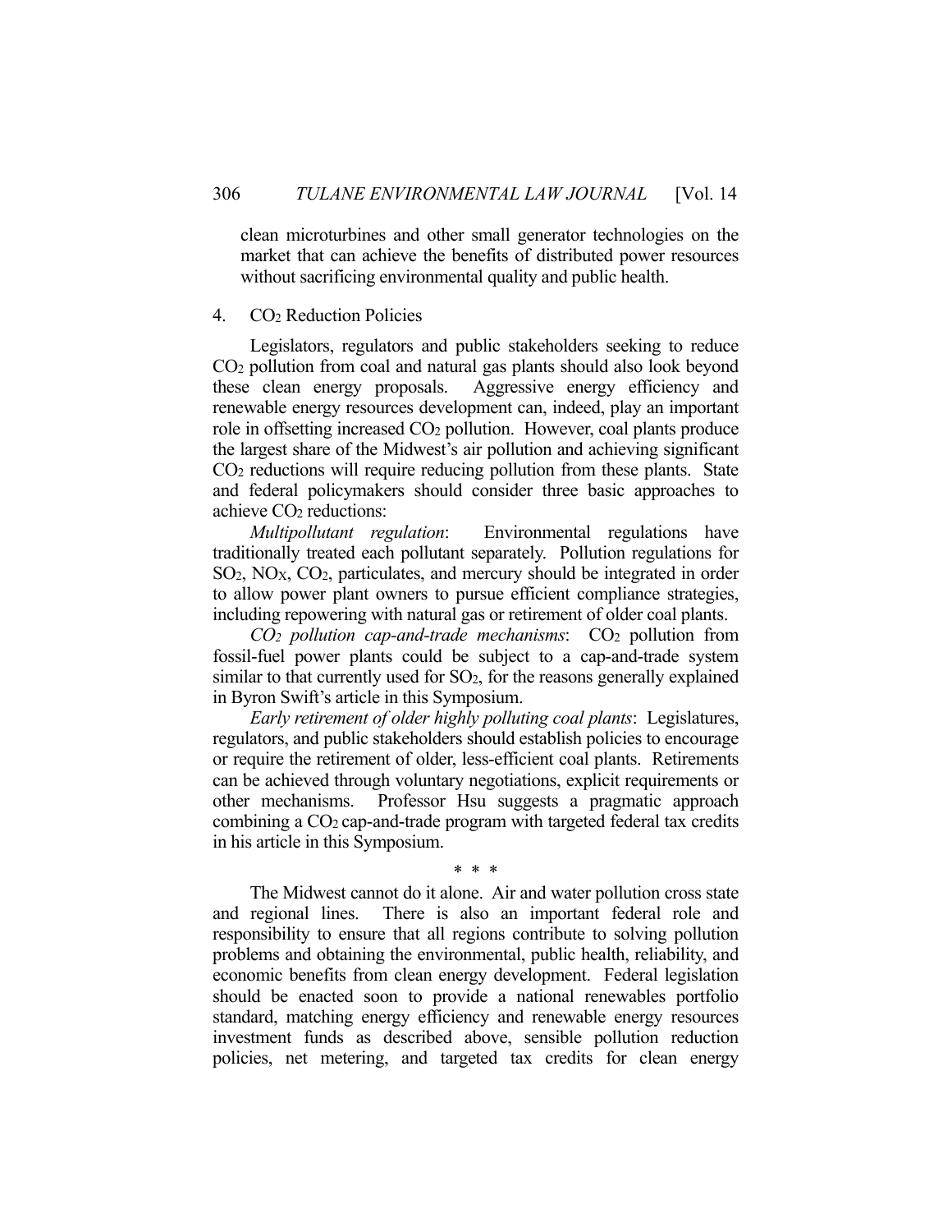clean microturbines and other small generator technologies on the market that can achieve the benefits of distributed power resources without sacrificing environmental quality and public health.

### 4. $CO_2$ Reduction Policies

Legislators, regulators and public stakeholders seeking to reduce $CO_2$ pollution from coal and natural gas plants should also look beyond these clean energy proposals. Aggressive energy efficiency and renewable energy resources development can, indeed, play an important role in offsetting increased $CO_2$ pollution. However, coal plants produce the largest share of the Midwest's air pollution and achieving significant $CO_2$ reductions will require reducing pollution from these plants. State and federal policymakers should consider three basic approaches to achieve $CO_2$ reductions:

*Multipollutant regulation*: Environmental regulations have traditionally treated each pollutant separately. Pollution regulations for $SO_2$, $NO_X$, $CO_2$, particulates, and mercury should be integrated in order to allow power plant owners to pursue efficient compliance strategies, including repowering with natural gas or retirement of older coal plants.

*$CO_2$ pollution cap-and-trade mechanisms*: $CO_2$ pollution from fossil-fuel power plants could be subject to a cap-and-trade system similar to that currently used for $SO_2$, for the reasons generally explained in Byron Swift's article in this Symposium.

*Early retirement of older highly polluting coal plants*: Legislatures, regulators, and public stakeholders should establish policies to encourage or require the retirement of older, less-efficient coal plants. Retirements can be achieved through voluntary negotiations, explicit requirements or other mechanisms. Professor Hsu suggests a pragmatic approach combining a $CO_2$ cap-and-trade program with targeted federal tax credits in his article in this Symposium.

\* \* \*

The Midwest cannot do it alone. Air and water pollution cross state and regional lines. There is also an important federal role and responsibility to ensure that all regions contribute to solving pollution problems and obtaining the environmental, public health, reliability, and economic benefits from clean energy development. Federal legislation should be enacted soon to provide a national renewables portfolio standard, matching energy efficiency and renewable energy resources investment funds as described above, sensible pollution reduction policies, net metering, and targeted tax credits for clean energy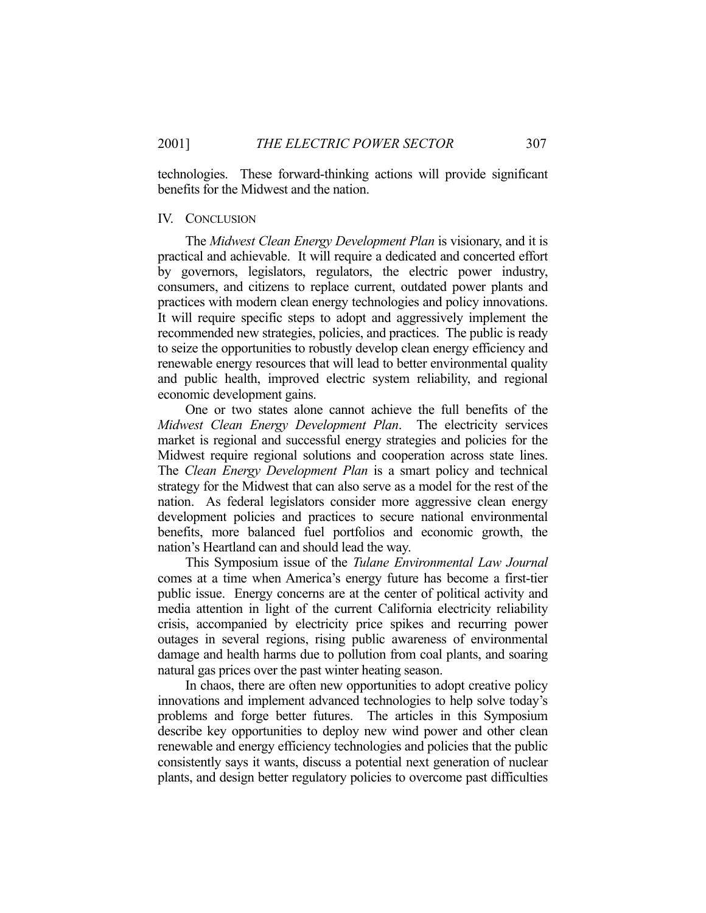technologies. These forward-thinking actions will provide significant benefits for the Midwest and the nation.

## IV. CONCLUSION

The *Midwest Clean Energy Development Plan* is visionary, and it is practical and achievable. It will require a dedicated and concerted effort by governors, legislators, regulators, the electric power industry, consumers, and citizens to replace current, outdated power plants and practices with modern clean energy technologies and policy innovations. It will require specific steps to adopt and aggressively implement the recommended new strategies, policies, and practices. The public is ready to seize the opportunities to robustly develop clean energy efficiency and renewable energy resources that will lead to better environmental quality and public health, improved electric system reliability, and regional economic development gains.

One or two states alone cannot achieve the full benefits of the *Midwest Clean Energy Development Plan*. The electricity services market is regional and successful energy strategies and policies for the Midwest require regional solutions and cooperation across state lines. The *Clean Energy Development Plan* is a smart policy and technical strategy for the Midwest that can also serve as a model for the rest of the nation. As federal legislators consider more aggressive clean energy development policies and practices to secure national environmental benefits, more balanced fuel portfolios and economic growth, the nation's Heartland can and should lead the way.

This Symposium issue of the *Tulane Environmental Law Journal* comes at a time when America's energy future has become a first-tier public issue. Energy concerns are at the center of political activity and media attention in light of the current California electricity reliability crisis, accompanied by electricity price spikes and recurring power outages in several regions, rising public awareness of environmental damage and health harms due to pollution from coal plants, and soaring natural gas prices over the past winter heating season.

In chaos, there are often new opportunities to adopt creative policy innovations and implement advanced technologies to help solve today's problems and forge better futures. The articles in this Symposium describe key opportunities to deploy new wind power and other clean renewable and energy efficiency technologies and policies that the public consistently says it wants, discuss a potential next generation of nuclear plants, and design better regulatory policies to overcome past difficulties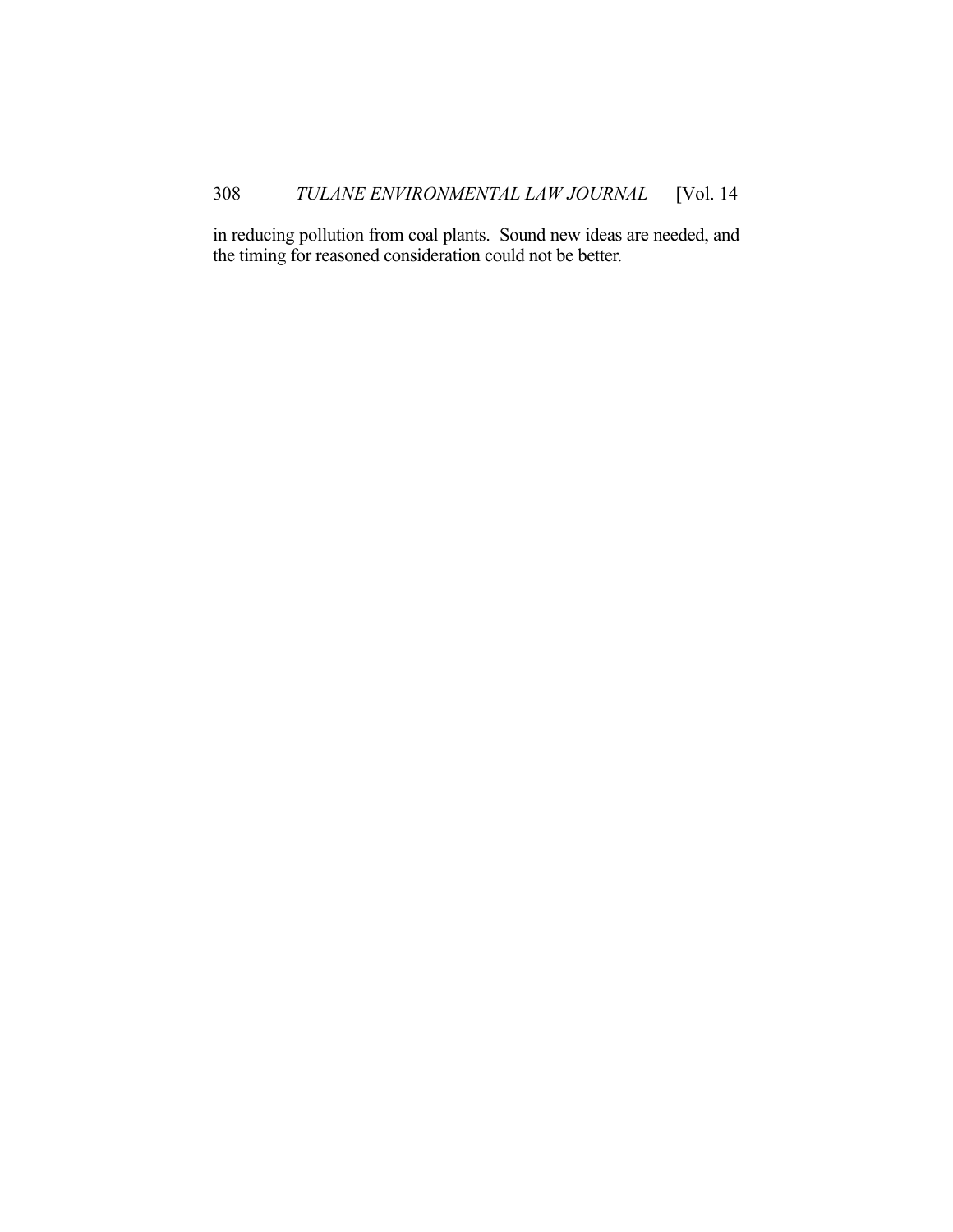in reducing pollution from coal plants. Sound new ideas are needed, and the timing for reasoned consideration could not be better.